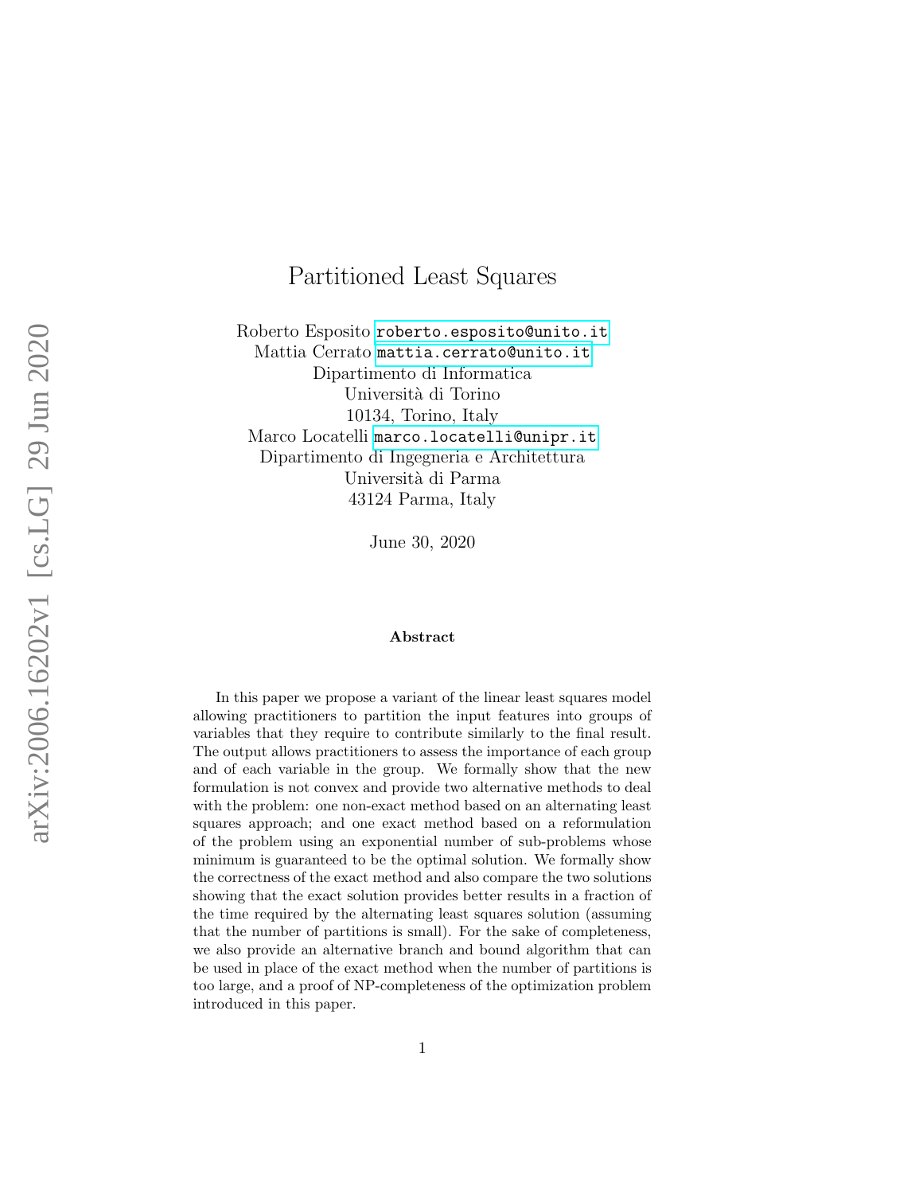# Partitioned Least Squares

Roberto Esposito roberto.esposito@unito.it
Mattia Cerrato mattia.cerrato@unito.it
Dipartimento di Informatica
Università di Torino
10134, Torino, Italy
Marco Locatelli marco.locatelli@unipr.it
Dipartimento di Ingegneria e Architettura
Università di Parma
43124 Parma, Italy

June 30, 2020

**Abstract**

In this paper we propose a variant of the linear least squares model allowing practitioners to partition the input features into groups of variables that they require to contribute similarly to the final result. The output allows practitioners to assess the importance of each group and of each variable in the group. We formally show that the new formulation is not convex and provide two alternative methods to deal with the problem: one non-exact method based on an alternating least squares approach; and one exact method based on a reformulation of the problem using an exponential number of sub-problems whose minimum is guaranteed to be the optimal solution. We formally show the correctness of the exact method and also compare the two solutions showing that the exact solution provides better results in a fraction of the time required by the alternating least squares solution (assuming that the number of partitions is small). For the sake of completeness, we also provide an alternative branch and bound algorithm that can be used in place of the exact method when the number of partitions is too large, and a proof of NP-completeness of the optimization problem introduced in this paper.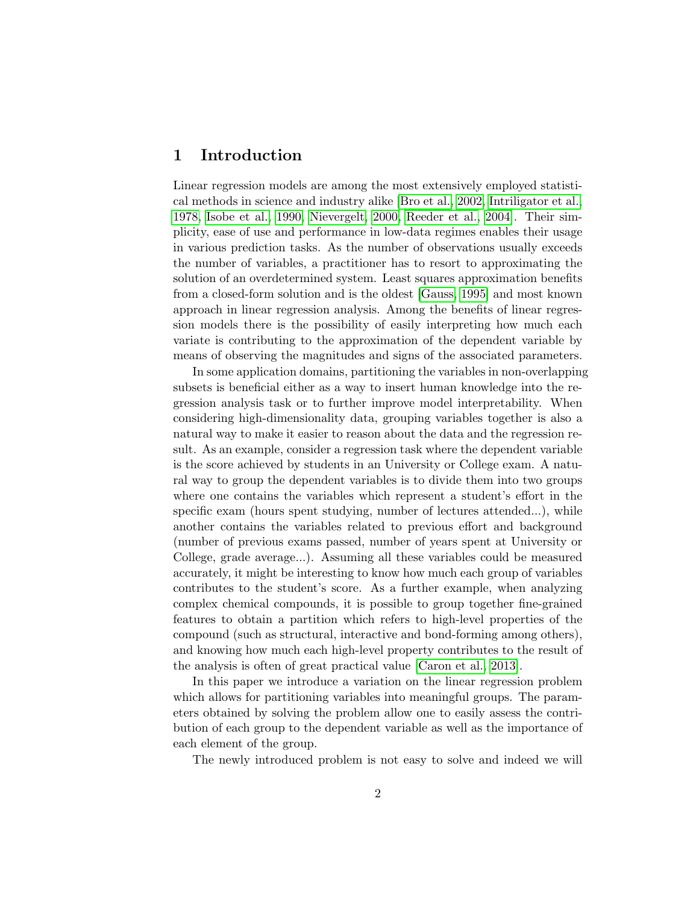## 1 Introduction

Linear regression models are among the most extensively employed statistical methods in science and industry alike [Bro et al., 2002, Intriligator et al., 1978, Isobe et al., 1990, Nievergelt, 2000, Reeder et al., 2004]. Their simplicity, ease of use and performance in low-data regimes enables their usage in various prediction tasks. As the number of observations usually exceeds the number of variables, a practitioner has to resort to approximating the solution of an overdetermined system. Least squares approximation benefits from a closed-form solution and is the oldest [Gauss, 1995] and most known approach in linear regression analysis. Among the benefits of linear regression models there is the possibility of easily interpreting how much each variate is contributing to the approximation of the dependent variable by means of observing the magnitudes and signs of the associated parameters.

In some application domains, partitioning the variables in non-overlapping subsets is beneficial either as a way to insert human knowledge into the regression analysis task or to further improve model interpretability. When considering high-dimensionality data, grouping variables together is also a natural way to make it easier to reason about the data and the regression result. As an example, consider a regression task where the dependent variable is the score achieved by students in an University or College exam. A natural way to group the dependent variables is to divide them into two groups where one contains the variables which represent a student's effort in the specific exam (hours spent studying, number of lectures attended...), while another contains the variables related to previous effort and background (number of previous exams passed, number of years spent at University or College, grade average...). Assuming all these variables could be measured accurately, it might be interesting to know how much each group of variables contributes to the student's score. As a further example, when analyzing complex chemical compounds, it is possible to group together fine-grained features to obtain a partition which refers to high-level properties of the compound (such as structural, interactive and bond-forming among others), and knowing how much each high-level property contributes to the result of the analysis is often of great practical value [Caron et al., 2013].

In this paper we introduce a variation on the linear regression problem which allows for partitioning variables into meaningful groups. The parameters obtained by solving the problem allow one to easily assess the contribution of each group to the dependent variable as well as the importance of each element of the group.

The newly introduced problem is not easy to solve and indeed we will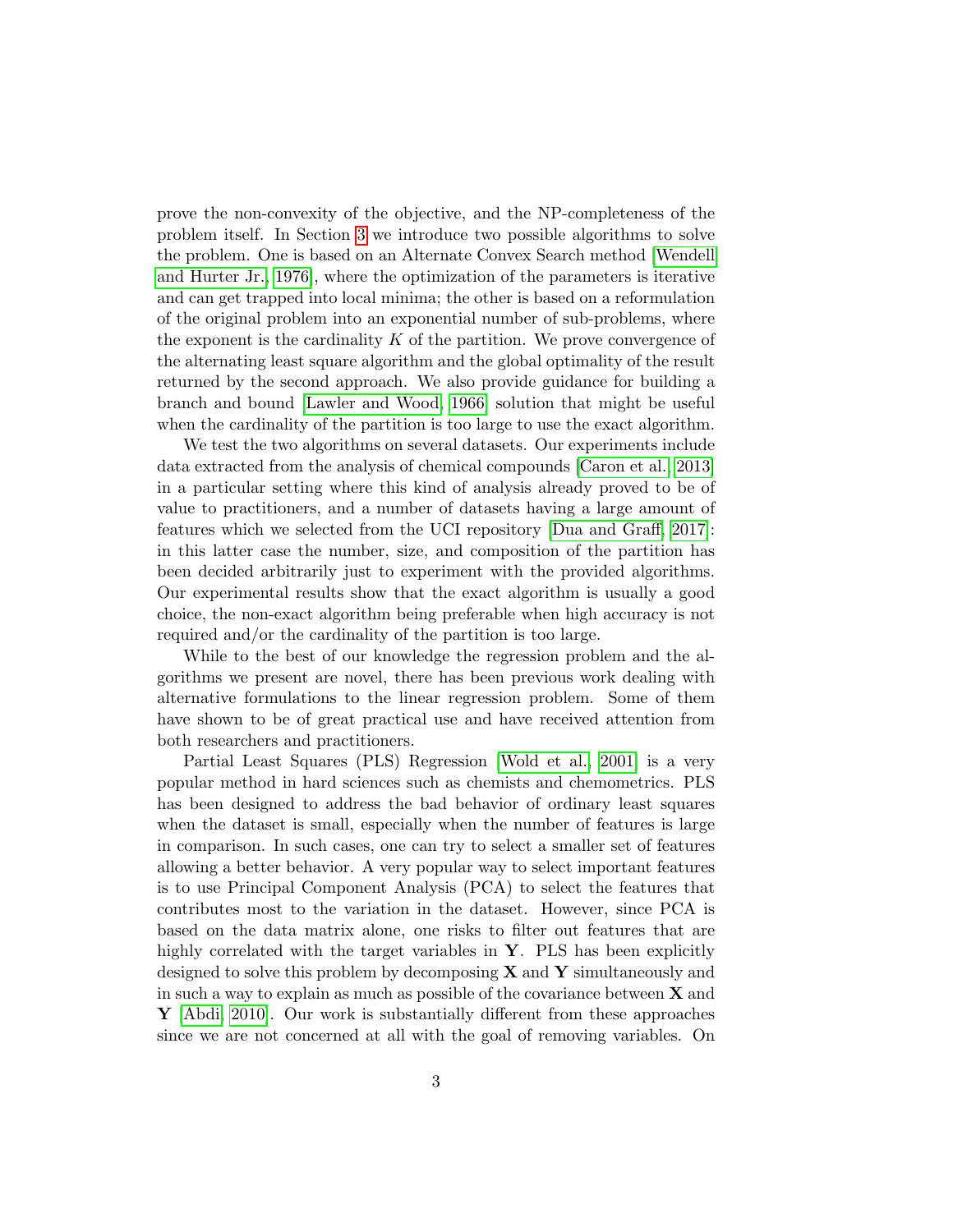prove the non-convexity of the objective, and the NP-completeness of the problem itself. In Section 3 we introduce two possible algorithms to solve the problem. One is based on an Alternate Convex Search method [Wendell and Hurter Jr., 1976], where the optimization of the parameters is iterative and can get trapped into local minima; the other is based on a reformulation of the original problem into an exponential number of sub-problems, where the exponent is the cardinality $K$ of the partition. We prove convergence of the alternating least square algorithm and the global optimality of the result returned by the second approach. We also provide guidance for building a branch and bound [Lawler and Wood, 1966] solution that might be useful when the cardinality of the partition is too large to use the exact algorithm.

We test the two algorithms on several datasets. Our experiments include data extracted from the analysis of chemical compounds [Caron et al., 2013] in a particular setting where this kind of analysis already proved to be of value to practitioners, and a number of datasets having a large amount of features which we selected from the UCI repository [Dua and Graff, 2017]: in this latter case the number, size, and composition of the partition has been decided arbitrarily just to experiment with the provided algorithms. Our experimental results show that the exact algorithm is usually a good choice, the non-exact algorithm being preferable when high accuracy is not required and/or the cardinality of the partition is too large.

While to the best of our knowledge the regression problem and the algorithms we present are novel, there has been previous work dealing with alternative formulations to the linear regression problem. Some of them have shown to be of great practical use and have received attention from both researchers and practitioners.

Partial Least Squares (PLS) Regression [Wold et al., 2001] is a very popular method in hard sciences such as chemists and chemometrics. PLS has been designed to address the bad behavior of ordinary least squares when the dataset is small, especially when the number of features is large in comparison. In such cases, one can try to select a smaller set of features allowing a better behavior. A very popular way to select important features is to use Principal Component Analysis (PCA) to select the features that contributes most to the variation in the dataset. However, since PCA is based on the data matrix alone, one risks to filter out features that are highly correlated with the target variables in $\mathbf{Y}$. PLS has been explicitly designed to solve this problem by decomposing $\mathbf{X}$ and $\mathbf{Y}$ simultaneously and in such a way to explain as much as possible of the covariance between $\mathbf{X}$ and $\mathbf{Y}$ [Abdi, 2010]. Our work is substantially different from these approaches since we are not concerned at all with the goal of removing variables. On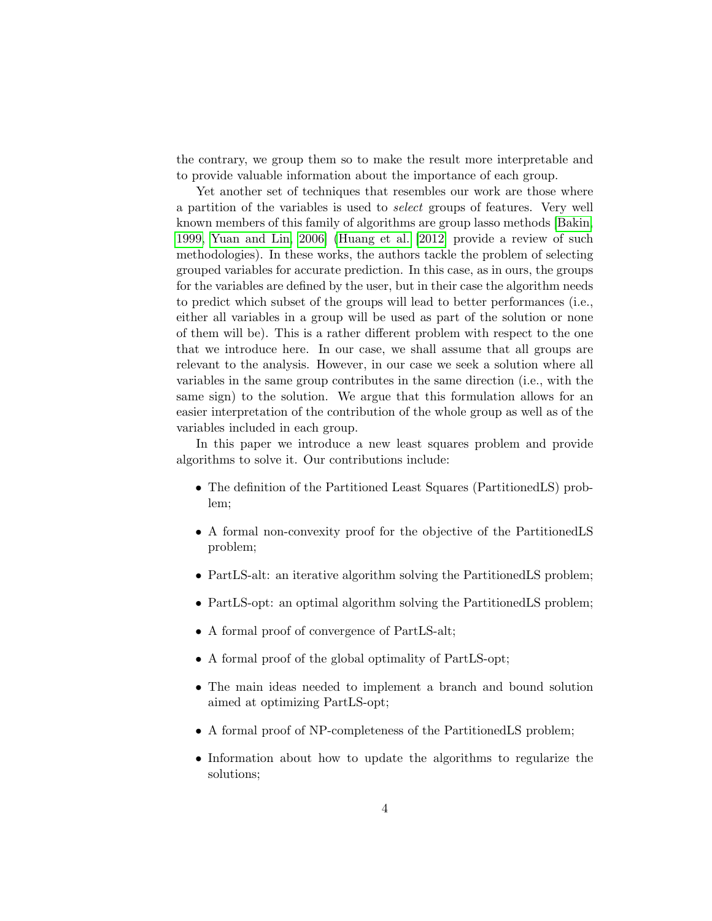the contrary, we group them so to make the result more interpretable and to provide valuable information about the importance of each group.

Yet another set of techniques that resembles our work are those where a partition of the variables is used to *select* groups of features. Very well known members of this family of algorithms are group lasso methods [Bakin, 1999, Yuan and Lin, 2006] (Huang et al. [2012] provide a review of such methodologies). In these works, the authors tackle the problem of selecting grouped variables for accurate prediction. In this case, as in ours, the groups for the variables are defined by the user, but in their case the algorithm needs to predict which subset of the groups will lead to better performances (i.e., either all variables in a group will be used as part of the solution or none of them will be). This is a rather different problem with respect to the one that we introduce here. In our case, we shall assume that all groups are relevant to the analysis. However, in our case we seek a solution where all variables in the same group contributes in the same direction (i.e., with the same sign) to the solution. We argue that this formulation allows for an easier interpretation of the contribution of the whole group as well as of the variables included in each group.

In this paper we introduce a new least squares problem and provide algorithms to solve it. Our contributions include:

- The definition of the Partitioned Least Squares (PartitionedLS) problem;
- A formal non-convexity proof for the objective of the PartitionedLS problem;
- PartLS-alt: an iterative algorithm solving the PartitionedLS problem;
- PartLS-opt: an optimal algorithm solving the PartitionedLS problem;
- A formal proof of convergence of PartLS-alt;
- A formal proof of the global optimality of PartLS-opt;
- The main ideas needed to implement a branch and bound solution aimed at optimizing PartLS-opt;
- A formal proof of NP-completeness of the PartitionedLS problem;
- Information about how to update the algorithms to regularize the solutions;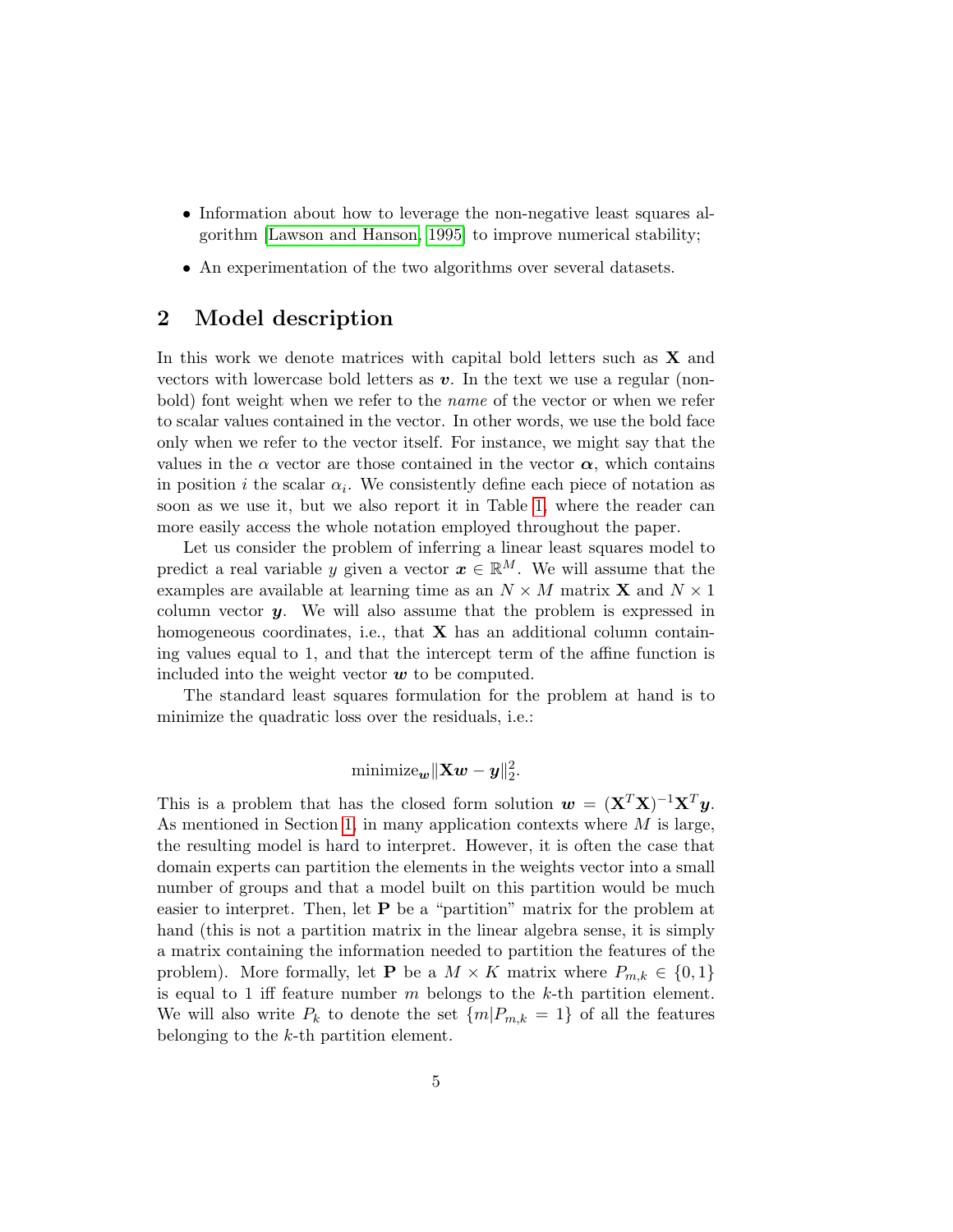- Information about how to leverage the non-negative least squares algorithm [Lawson and Hanson, 1995] to improve numerical stability;
- An experimentation of the two algorithms over several datasets.

## 2 Model description

In this work we denote matrices with capital bold letters such as $\mathbf{X}$ and vectors with lowercase bold letters as $\boldsymbol{v}$. In the text we use a regular (non-bold) font weight when we refer to the *name* of the vector or when we refer to scalar values contained in the vector. In other words, we use the bold face only when we refer to the vector itself. For instance, we might say that the values in the $\alpha$ vector are those contained in the vector $\boldsymbol{\alpha}$, which contains in position $i$ the scalar $\alpha_i$. We consistently define each piece of notation as soon as we use it, but we also report it in Table 1, where the reader can more easily access the whole notation employed throughout the paper.

Let us consider the problem of inferring a linear least squares model to predict a real variable $y$ given a vector $\boldsymbol{x} \in \mathbb{R}^M$. We will assume that the examples are available at learning time as an $N \times M$ matrix $\mathbf{X}$ and $N \times 1$ column vector $\boldsymbol{y}$. We will also assume that the problem is expressed in homogeneous coordinates, i.e., that $\mathbf{X}$ has an additional column containing values equal to 1, and that the intercept term of the affine function is included into the weight vector $\boldsymbol{w}$ to be computed.

The standard least squares formulation for the problem at hand is to minimize the quadratic loss over the residuals, i.e.:

$$\text{minimize}_{\boldsymbol{w}} \|\mathbf{X}\boldsymbol{w} - \boldsymbol{y}\|_2^2.$$

This is a problem that has the closed form solution $\boldsymbol{w} = (\mathbf{X}^T\mathbf{X})^{-1}\mathbf{X}^T\boldsymbol{y}$. As mentioned in Section 1, in many application contexts where $M$ is large, the resulting model is hard to interpret. However, it is often the case that domain experts can partition the elements in the weights vector into a small number of groups and that a model built on this partition would be much easier to interpret. Then, let $\mathbf{P}$ be a "partition" matrix for the problem at hand (this is not a partition matrix in the linear algebra sense, it is simply a matrix containing the information needed to partition the features of the problem). More formally, let $\mathbf{P}$ be a $M \times K$ matrix where $P_{m,k} \in \{0,1\}$ is equal to 1 iff feature number $m$ belongs to the $k$-th partition element. We will also write $P_k$ to denote the set $\{m | P_{m,k} = 1\}$ of all the features belonging to the $k$-th partition element.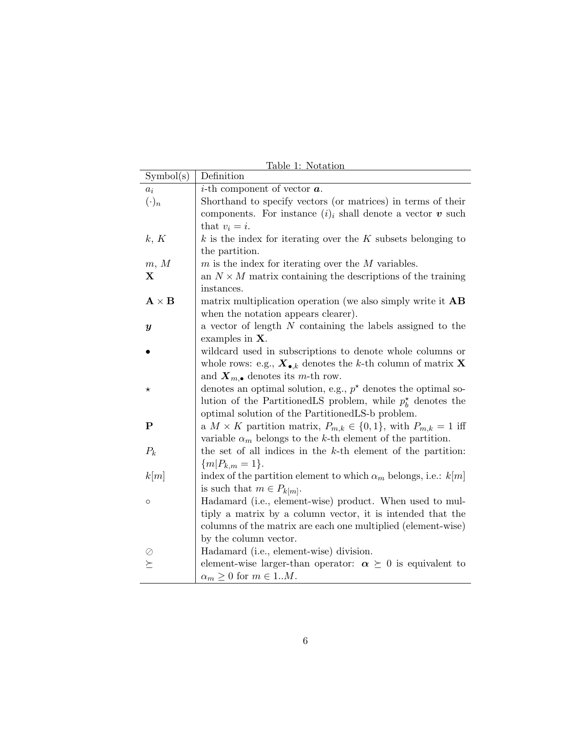Table 1: Notation

| Symbol(s) | Definition |
|---|---|
| $a_i$ | $i$-th component of vector $\boldsymbol{a}$. |
| $(\cdot)_n$ | Shorthand to specify vectors (or matrices) in terms of their components. For instance $(i)_i$ shall denote a vector $\boldsymbol{v}$ such that $v_i = i$. |
| $k$, $K$ | $k$ is the index for iterating over the $K$ subsets belonging to the partition. |
| $m$, $M$ | $m$ is the index for iterating over the $M$ variables. |
| $\mathbf{X}$ | an $N \times M$ matrix containing the descriptions of the training instances. |
| $\mathbf{A} \times \mathbf{B}$ | matrix multiplication operation (we also simply write it $\mathbf{AB}$ when the notation appears clearer). |
| $\boldsymbol{y}$ | a vector of length $N$ containing the labels assigned to the examples in $\mathbf{X}$. |
| $\bullet$ | wildcard used in subscriptions to denote whole columns or whole rows: e.g., $\boldsymbol{X}_{\bullet,k}$ denotes the $k$-th column of matrix $\mathbf{X}$ and $\boldsymbol{X}_{m,\bullet}$ denotes its $m$-th row. |
| $\star$ | denotes an optimal solution, e.g., $p^\star$ denotes the optimal solution of the PartitionedLS problem, while $p_b^\star$ denotes the optimal solution of the PartitionedLS-b problem. |
| $\mathbf{P}$ | a $M \times K$ partition matrix, $P_{m,k} \in \{0, 1\}$, with $P_{m,k} = 1$ iff variable $\alpha_m$ belongs to the $k$-th element of the partition. |
| $P_k$ | the set of all indices in the $k$-th element of the partition: $\{m \mid P_{k,m} = 1\}$. |
| $k[m]$ | index of the partition element to which $\alpha_m$ belongs, i.e.: $k[m]$ is such that $m \in P_{k[m]}$. |
| $\circ$ | Hadamard (i.e., element-wise) product. When used to multiply a matrix by a column vector, it is intended that the columns of the matrix are each one multiplied (element-wise) by the column vector. |
| $\oslash$ | Hadamard (i.e., element-wise) division. |
| $\succeq$ | element-wise larger-than operator: $\boldsymbol{\alpha} \succeq 0$ is equivalent to $\alpha_m \geq 0$ for $m \in 1..M$. |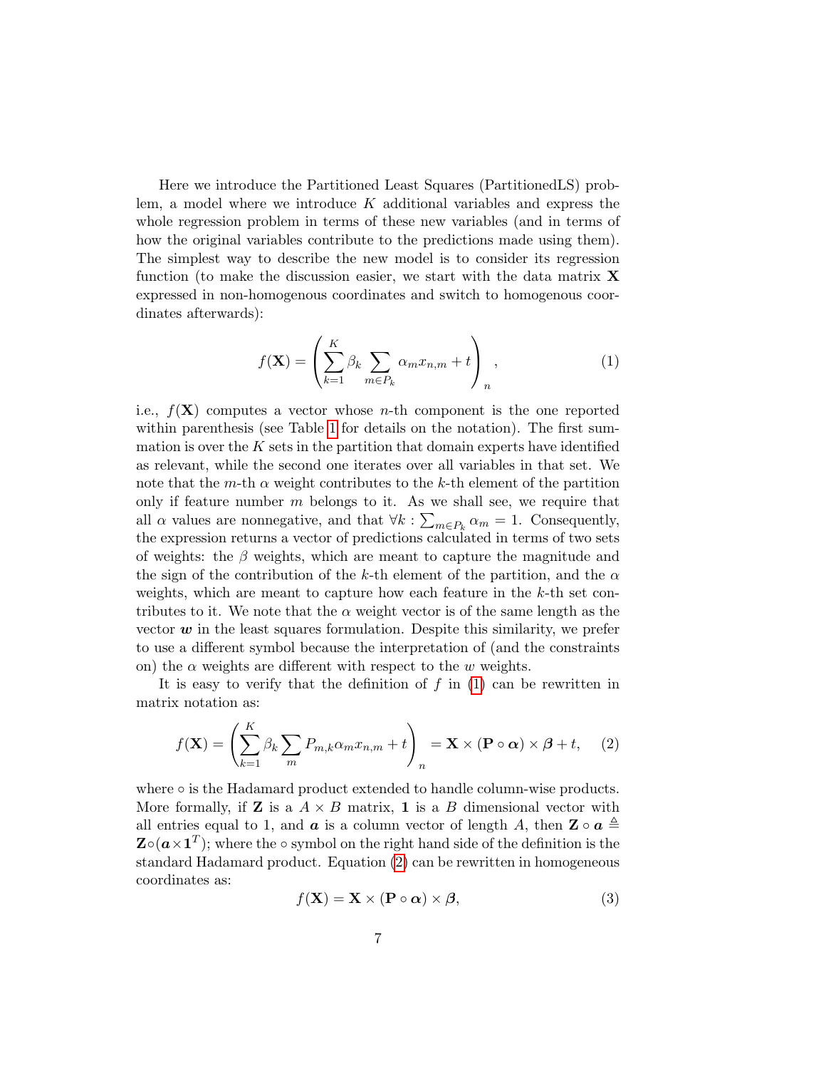Here we introduce the Partitioned Least Squares (PartitionedLS) problem, a model where we introduce $K$ additional variables and express the whole regression problem in terms of these new variables (and in terms of how the original variables contribute to the predictions made using them). The simplest way to describe the new model is to consider its regression function (to make the discussion easier, we start with the data matrix $\mathbf{X}$ expressed in non-homogenous coordinates and switch to homogenous coordinates afterwards):

$$f(\mathbf{X}) = \left( \sum_{k=1}^{K} \beta_k \sum_{m \in P_k} \alpha_m x_{n,m} + t \right)_n, \tag{1}$$

i.e., $f(\mathbf{X})$ computes a vector whose $n$-th component is the one reported within parenthesis (see Table 1 for details on the notation). The first summation is over the $K$ sets in the partition that domain experts have identified as relevant, while the second one iterates over all variables in that set. We note that the $m$-th $\alpha$ weight contributes to the $k$-th element of the partition only if feature number $m$ belongs to it. As we shall see, we require that all $\alpha$ values are nonnegative, and that $\forall k : \sum_{m \in P_k} \alpha_m = 1$. Consequently, the expression returns a vector of predictions calculated in terms of two sets of weights: the $\beta$ weights, which are meant to capture the magnitude and the sign of the contribution of the $k$-th element of the partition, and the $\alpha$ weights, which are meant to capture how each feature in the $k$-th set contributes to it. We note that the $\alpha$ weight vector is of the same length as the vector $\boldsymbol{w}$ in the least squares formulation. Despite this similarity, we prefer to use a different symbol because the interpretation of (and the constraints on) the $\alpha$ weights are different with respect to the $w$ weights.

It is easy to verify that the definition of $f$ in (1) can be rewritten in matrix notation as:

$$f(\mathbf{X}) = \left( \sum_{k=1}^{K} \beta_k \sum_{m} P_{m,k} \alpha_m x_{n,m} + t \right)_n = \mathbf{X} \times (\mathbf{P} \circ \boldsymbol{\alpha}) \times \boldsymbol{\beta} + t, \tag{2}$$

where $\circ$ is the Hadamard product extended to handle column-wise products. More formally, if $\mathbf{Z}$ is a $A \times B$ matrix, $\mathbf{1}$ is a $B$ dimensional vector with all entries equal to 1, and $\boldsymbol{a}$ is a column vector of length $A$, then $\mathbf{Z} \circ \boldsymbol{a} \triangleq \mathbf{Z} \circ (\boldsymbol{a} \times \mathbf{1}^T)$; where the $\circ$ symbol on the right hand side of the definition is the standard Hadamard product. Equation (2) can be rewritten in homogeneous coordinates as:

$$f(\mathbf{X}) = \mathbf{X} \times (\mathbf{P} \circ \boldsymbol{\alpha}) \times \boldsymbol{\beta}, \tag{3}$$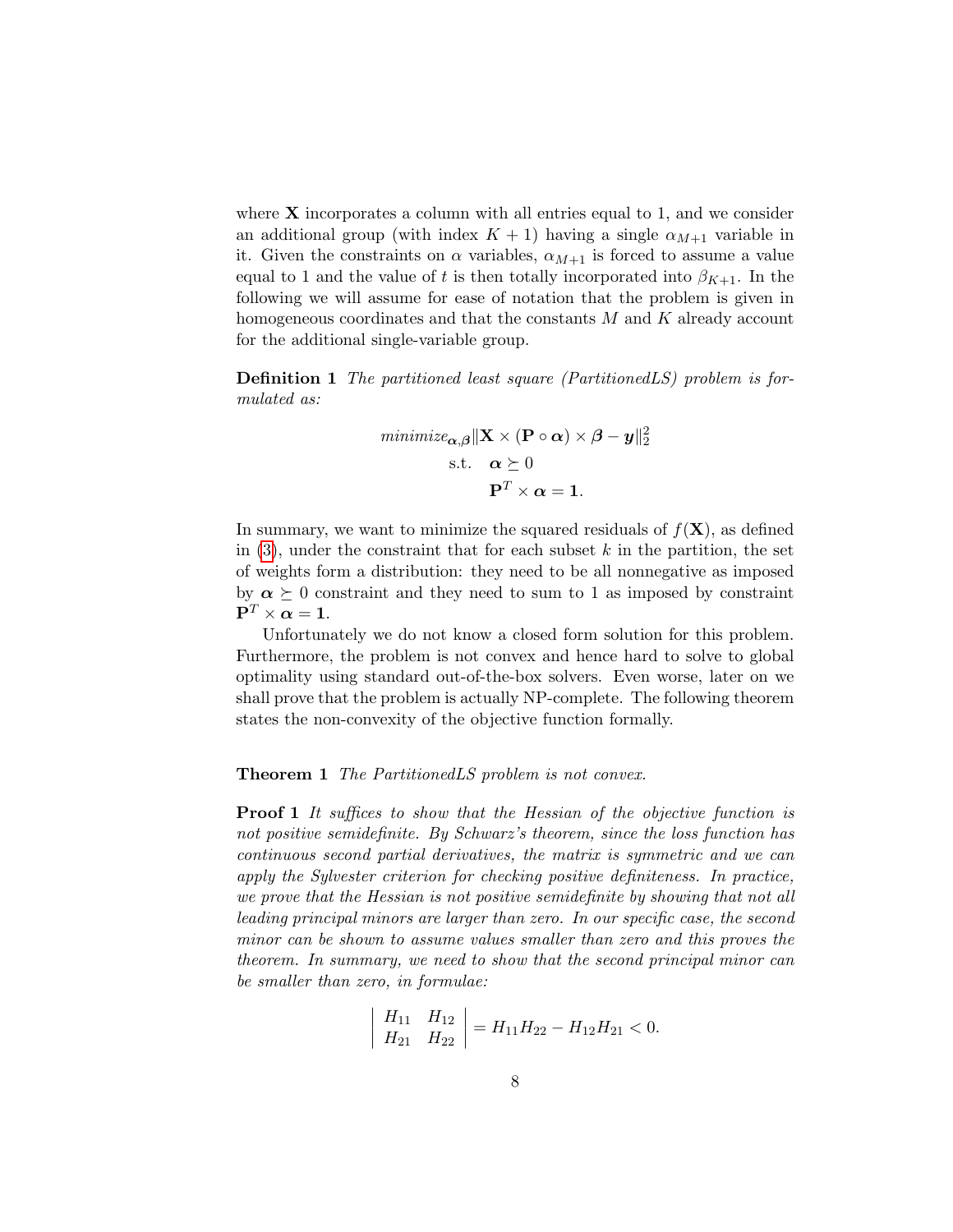where $\mathbf{X}$ incorporates a column with all entries equal to 1, and we consider an additional group (with index $K+1$) having a single $\alpha_{M+1}$ variable in it. Given the constraints on $\alpha$ variables, $\alpha_{M+1}$ is forced to assume a value equal to 1 and the value of $t$ is then totally incorporated into $\beta_{K+1}$. In the following we will assume for ease of notation that the problem is given in homogeneous coordinates and that the constants $M$ and $K$ already account for the additional single-variable group.

**Definition 1** *The partitioned least square (PartitionedLS) problem is formulated as:*

$$
\begin{aligned}
\text{minimize}_{\boldsymbol{\alpha},\boldsymbol{\beta}} & \|\mathbf{X} \times (\mathbf{P} \circ \boldsymbol{\alpha}) \times \boldsymbol{\beta} - \boldsymbol{y}\|_2^2 \\
\text{s.t.} \quad & \boldsymbol{\alpha} \succeq 0 \\
& \mathbf{P}^T \times \boldsymbol{\alpha} = \mathbf{1}.
\end{aligned}
$$

In summary, we want to minimize the squared residuals of $f(\mathbf{X})$, as defined in (3), under the constraint that for each subset $k$ in the partition, the set of weights form a distribution: they need to be all nonnegative as imposed by $\boldsymbol{\alpha} \succeq 0$ constraint and they need to sum to 1 as imposed by constraint $\mathbf{P}^T \times \boldsymbol{\alpha} = \mathbf{1}$.

Unfortunately we do not know a closed form solution for this problem. Furthermore, the problem is not convex and hence hard to solve to global optimality using standard out-of-the-box solvers. Even worse, later on we shall prove that the problem is actually NP-complete. The following theorem states the non-convexity of the objective function formally.

**Theorem 1** *The PartitionedLS problem is not convex.*

**Proof 1** *It suffices to show that the Hessian of the objective function is not positive semidefinite. By Schwarz's theorem, since the loss function has continuous second partial derivatives, the matrix is symmetric and we can apply the Sylvester criterion for checking positive definiteness. In practice, we prove that the Hessian is not positive semidefinite by showing that not all leading principal minors are larger than zero. In our specific case, the second minor can be shown to assume values smaller than zero and this proves the theorem. In summary, we need to show that the second principal minor can be smaller than zero, in formulae:*

$$
\begin{vmatrix} H_{11} & H_{12} \\ H_{21} & H_{22} \end{vmatrix} = H_{11}H_{22} - H_{12}H_{21} < 0.
$$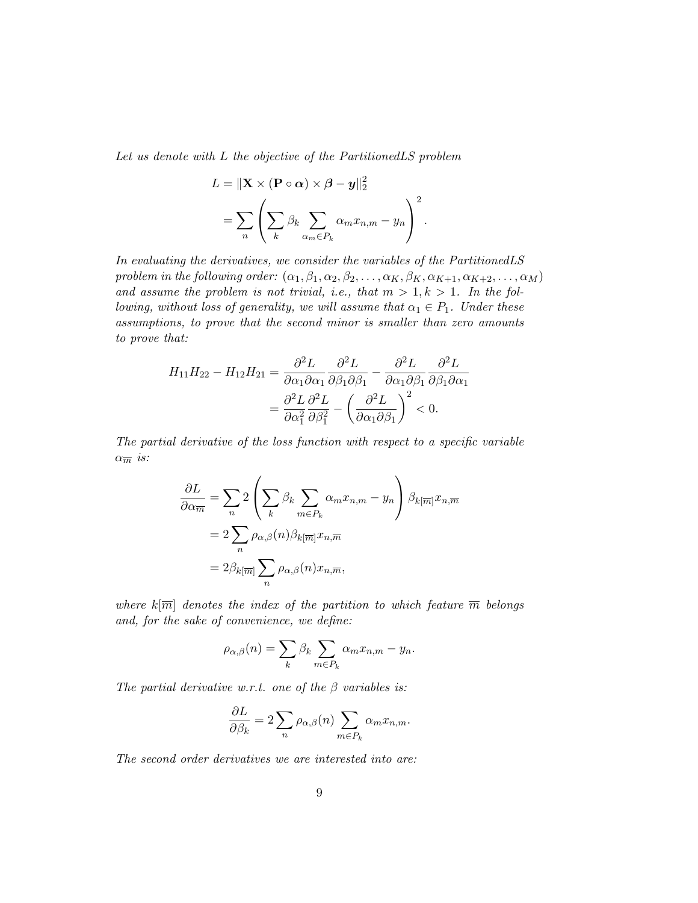*Let us denote with $L$ the objective of the PartitionedLS problem*

$$
\begin{aligned}
L &= \|\mathbf{X} \times (\mathbf{P} \circ \boldsymbol{\alpha}) \times \boldsymbol{\beta} - \boldsymbol{y}\|_2^2 \\
&= \sum_n \left( \sum_k \beta_k \sum_{\alpha_m \in P_k} \alpha_m x_{n,m} - y_n \right)^2 .
\end{aligned}
$$

*In evaluating the derivatives, we consider the variables of the PartitionedLS problem in the following order: $(\alpha_1, \beta_1, \alpha_2, \beta_2, \ldots, \alpha_K, \beta_K, \alpha_{K+1}, \alpha_{K+2}, \ldots, \alpha_M)$ and assume the problem is not trivial, i.e., that $m > 1, k > 1$. In the following, without loss of generality, we will assume that $\alpha_1 \in P_1$. Under these assumptions, to prove that the second minor is smaller than zero amounts to prove that:*

$$
\begin{aligned}
H_{11}H_{22} - H_{12}H_{21} &= \frac{\partial^2 L}{\partial \alpha_1 \partial \alpha_1} \frac{\partial^2 L}{\partial \beta_1 \partial \beta_1} - \frac{\partial^2 L}{\partial \alpha_1 \partial \beta_1} \frac{\partial^2 L}{\partial \beta_1 \partial \alpha_1} \\
&= \frac{\partial^2 L}{\partial \alpha_1^2} \frac{\partial^2 L}{\partial \beta_1^2} - \left( \frac{\partial^2 L}{\partial \alpha_1 \partial \beta_1} \right)^2 < 0.
\end{aligned}
$$

*The partial derivative of the loss function with respect to a specific variable $\alpha_{\overline{m}}$ is:*

$$
\begin{aligned}
\frac{\partial L}{\partial \alpha_{\overline{m}}} &= \sum_n 2 \left( \sum_k \beta_k \sum_{m \in P_k} \alpha_m x_{n,m} - y_n \right) \beta_{k[\overline{m}]} x_{n,\overline{m}} \\
&= 2 \sum_n \rho_{\alpha,\beta}(n) \beta_{k[\overline{m}]} x_{n,\overline{m}} \\
&= 2 \beta_{k[\overline{m}]} \sum_n \rho_{\alpha,\beta}(n) x_{n,\overline{m}},
\end{aligned}
$$

*where $k[\overline{m}]$ denotes the index of the partition to which feature $\overline{m}$ belongs and, for the sake of convenience, we define:*

$$
\rho_{\alpha,\beta}(n) = \sum_k \beta_k \sum_{m \in P_k} \alpha_m x_{n,m} - y_n.
$$

*The partial derivative w.r.t. one of the $\beta$ variables is:*

$$
\frac{\partial L}{\partial \beta_k} = 2 \sum_n \rho_{\alpha,\beta}(n) \sum_{m \in P_k} \alpha_m x_{n,m}.
$$

*The second order derivatives we are interested into are:*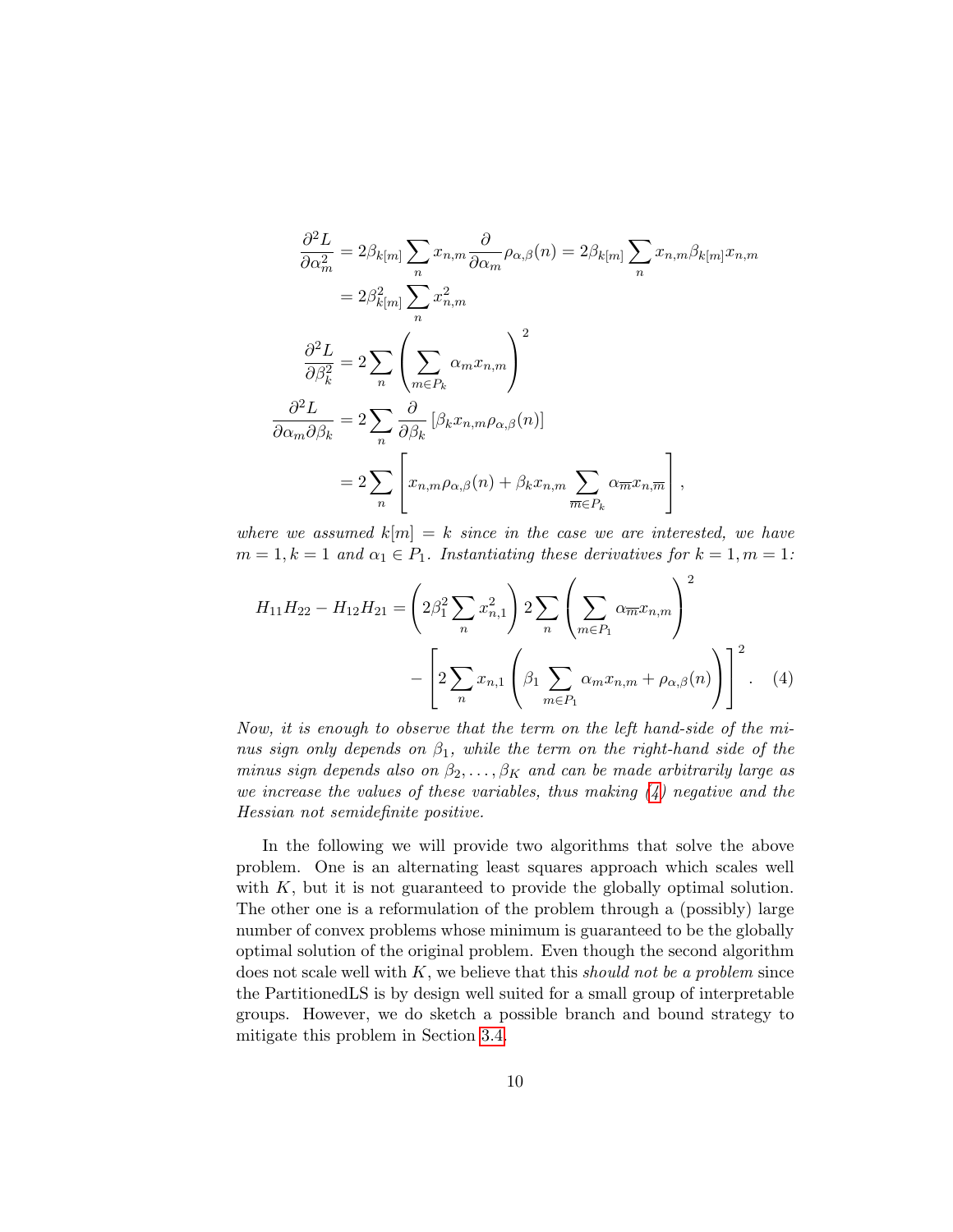$$
\begin{aligned}
\frac{\partial^2 L}{\partial \alpha_m^2} &= 2\beta_{k[m]} \sum_n x_{n,m} \frac{\partial}{\partial \alpha_m} \rho_{\alpha,\beta}(n) = 2\beta_{k[m]} \sum_n x_{n,m} \beta_{k[m]} x_{n,m} \\
&= 2\beta_{k[m]}^2 \sum_n x_{n,m}^2 \\
\frac{\partial^2 L}{\partial \beta_k^2} &= 2 \sum_n \left( \sum_{m \in P_k} \alpha_m x_{n,m} \right)^2 \\
\frac{\partial^2 L}{\partial \alpha_m \partial \beta_k} &= 2 \sum_n \frac{\partial}{\partial \beta_k} \left[ \beta_k x_{n,m} \rho_{\alpha,\beta}(n) \right] \\
&= 2 \sum_n \left[ x_{n,m} \rho_{\alpha,\beta}(n) + \beta_k x_{n,m} \sum_{\overline{m} \in P_k} \alpha_{\overline{m}} x_{n,\overline{m}} \right],
\end{aligned}
$$

*where we assumed $k[m] = k$ since in the case we are interested, we have $m = 1, k = 1$ and $\alpha_1 \in P_1$. Instantiating these derivatives for $k = 1, m = 1$:*

$$
\begin{aligned}
H_{11}H_{22} - H_{12}H_{21} = &\left( 2\beta_1^2 \sum_n x_{n,1}^2 \right) 2 \sum_n \left( \sum_{m \in P_1} \alpha_{\overline{m}} x_{n,m} \right)^2 \\
&- \left[ 2 \sum_n x_{n,1} \left( \beta_1 \sum_{m \in P_1} \alpha_m x_{n,m} + \rho_{\alpha,\beta}(n) \right) \right]^2 . \quad (4)
\end{aligned}
$$

*Now, it is enough to observe that the term on the left hand-side of the minus sign only depends on $\beta_1$, while the term on the right-hand side of the minus sign depends also on $\beta_2, \ldots, \beta_K$ and can be made arbitrarily large as we increase the values of these variables, thus making (4) negative and the Hessian not semidefinite positive.*

In the following we will provide two algorithms that solve the above problem. One is an alternating least squares approach which scales well with $K$, but it is not guaranteed to provide the globally optimal solution. The other one is a reformulation of the problem through a (possibly) large number of convex problems whose minimum is guaranteed to be the globally optimal solution of the original problem. Even though the second algorithm does not scale well with $K$, we believe that this *should not be a problem* since the PartitionedLS is by design well suited for a small group of interpretable groups. However, we do sketch a possible branch and bound strategy to mitigate this problem in Section 3.4.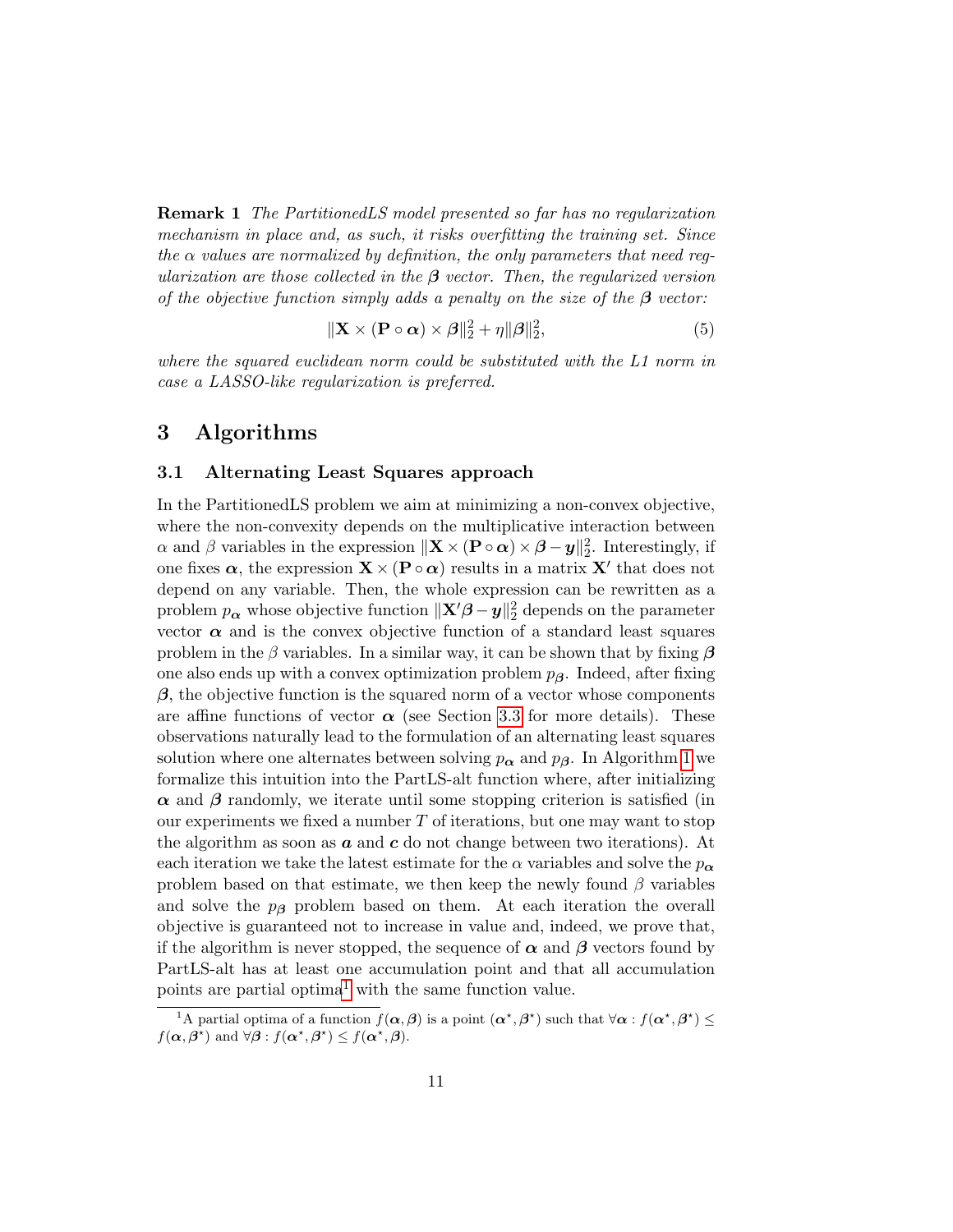**Remark 1** *The PartitionedLS model presented so far has no regularization mechanism in place and, as such, it risks overfitting the training set. Since the $\alpha$ values are normalized by definition, the only parameters that need regularization are those collected in the $\boldsymbol{\beta}$ vector. Then, the regularized version of the objective function simply adds a penalty on the size of the $\boldsymbol{\beta}$ vector:*

$$\|\mathbf{X} \times (\mathbf{P} \circ \boldsymbol{\alpha}) \times \boldsymbol{\beta}\|_2^2 + \eta \|\boldsymbol{\beta}\|_2^2, \tag{5}$$

*where the squared euclidean norm could be substituted with the L1 norm in case a LASSO-like regularization is preferred.*

## 3 Algorithms

### 3.1 Alternating Least Squares approach

In the PartitionedLS problem we aim at minimizing a non-convex objective, where the non-convexity depends on the multiplicative interaction between $\alpha$ and $\beta$ variables in the expression $\|\mathbf{X} \times (\mathbf{P} \circ \boldsymbol{\alpha}) \times \boldsymbol{\beta} - \boldsymbol{y}\|_2^2$. Interestingly, if one fixes $\boldsymbol{\alpha}$, the expression $\mathbf{X} \times (\mathbf{P} \circ \boldsymbol{\alpha})$ results in a matrix $\mathbf{X}'$ that does not depend on any variable. Then, the whole expression can be rewritten as a problem $p_{\boldsymbol{\alpha}}$ whose objective function $\|\mathbf{X}'\boldsymbol{\beta} - \boldsymbol{y}\|_2^2$ depends on the parameter vector $\boldsymbol{\alpha}$ and is the convex objective function of a standard least squares problem in the $\beta$ variables. In a similar way, it can be shown that by fixing $\boldsymbol{\beta}$ one also ends up with a convex optimization problem $p_{\boldsymbol{\beta}}$. Indeed, after fixing $\boldsymbol{\beta}$, the objective function is the squared norm of a vector whose components are affine functions of vector $\boldsymbol{\alpha}$ (see Section 3.3 for more details). These observations naturally lead to the formulation of an alternating least squares solution where one alternates between solving $p_{\boldsymbol{\alpha}}$ and $p_{\boldsymbol{\beta}}$. In Algorithm 1 we formalize this intuition into the PartLS-alt function where, after initializing $\boldsymbol{\alpha}$ and $\boldsymbol{\beta}$ randomly, we iterate until some stopping criterion is satisfied (in our experiments we fixed a number $T$ of iterations, but one may want to stop the algorithm as soon as $\boldsymbol{a}$ and $\boldsymbol{c}$ do not change between two iterations). At each iteration we take the latest estimate for the $\alpha$ variables and solve the $p_{\boldsymbol{\alpha}}$ problem based on that estimate, we then keep the newly found $\beta$ variables and solve the $p_{\boldsymbol{\beta}}$ problem based on them. At each iteration the overall objective is guaranteed not to increase in value and, indeed, we prove that, if the algorithm is never stopped, the sequence of $\boldsymbol{\alpha}$ and $\boldsymbol{\beta}$ vectors found by PartLS-alt has at least one accumulation point and that all accumulation points are partial optima[1] with the same function value.

[1] A partial optima of a function $f(\boldsymbol{\alpha}, \boldsymbol{\beta})$ is a point $(\boldsymbol{\alpha}^\star, \boldsymbol{\beta}^\star)$ such that $\forall \boldsymbol{\alpha} : f(\boldsymbol{\alpha}^\star, \boldsymbol{\beta}^\star) \leq f(\boldsymbol{\alpha}, \boldsymbol{\beta}^\star)$ and $\forall \boldsymbol{\beta} : f(\boldsymbol{\alpha}^\star, \boldsymbol{\beta}^\star) \leq f(\boldsymbol{\alpha}^\star, \boldsymbol{\beta})$.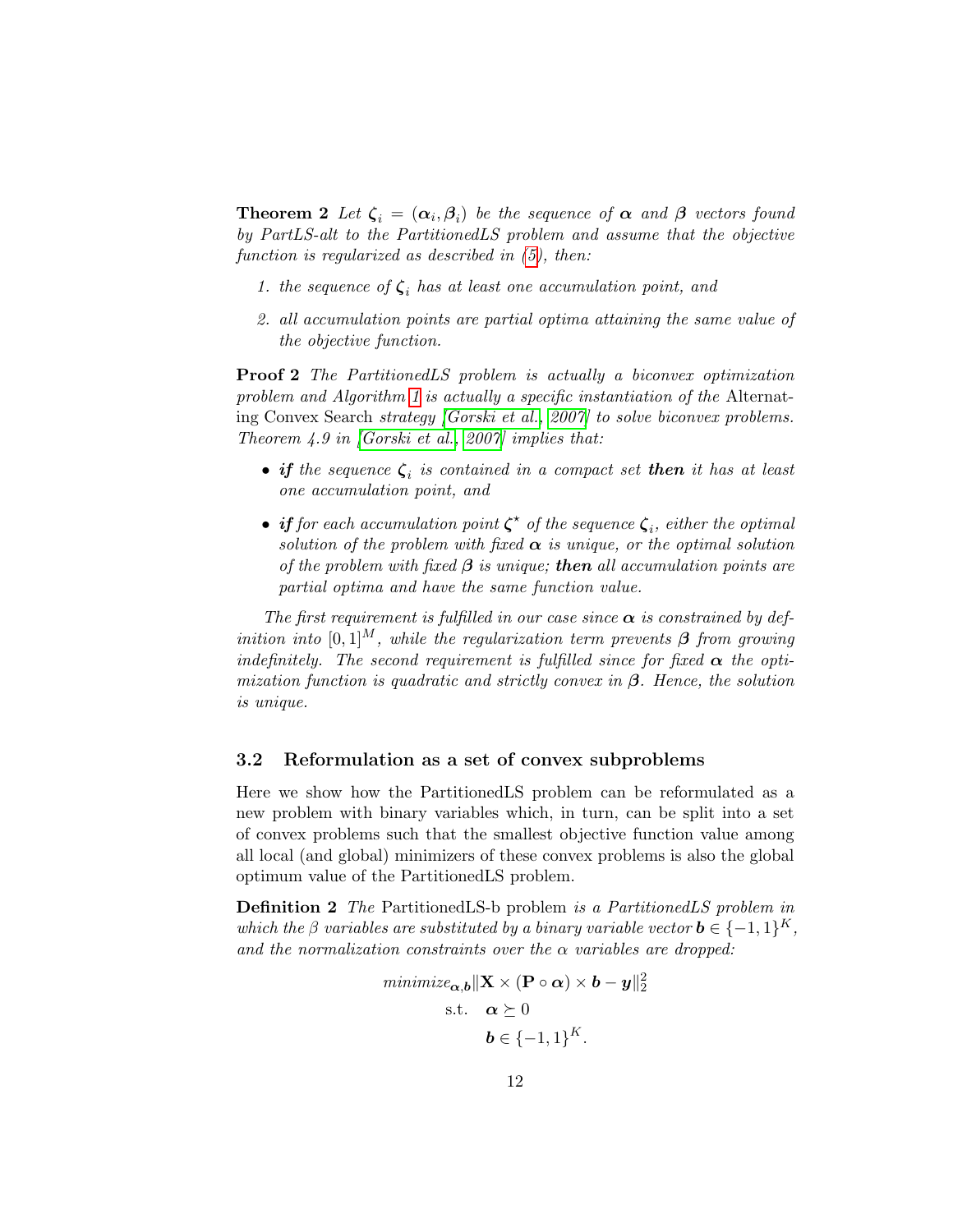**Theorem 2** *Let $\boldsymbol{\zeta}_i = (\boldsymbol{\alpha}_i, \boldsymbol{\beta}_i)$ be the sequence of $\boldsymbol{\alpha}$ and $\boldsymbol{\beta}$ vectors found by PartLS-alt to the PartitionedLS problem and assume that the objective function is regularized as described in (5), then:*

1. *the sequence of $\boldsymbol{\zeta}_i$ has at least one accumulation point, and*
2. *all accumulation points are partial optima attaining the same value of the objective function.*

**Proof 2** *The PartitionedLS problem is actually a biconvex optimization problem and Algorithm 1 is actually a specific instantiation of the* Alternating Convex Search *strategy [Gorski et al., 2007] to solve biconvex problems. Theorem 4.9 in [Gorski et al., 2007] implies that:*

- ***if*** *the sequence $\boldsymbol{\zeta}_i$ is contained in a compact set* ***then*** *it has at least one accumulation point, and*
- ***if*** *for each accumulation point $\boldsymbol{\zeta}^\star$ of the sequence $\boldsymbol{\zeta}_i$, either the optimal solution of the problem with fixed $\boldsymbol{\alpha}$ is unique, or the optimal solution of the problem with fixed $\boldsymbol{\beta}$ is unique;* ***then*** *all accumulation points are partial optima and have the same function value.*

*The first requirement is fulfilled in our case since $\boldsymbol{\alpha}$ is constrained by definition into $[0,1]^M$, while the regularization term prevents $\boldsymbol{\beta}$ from growing indefinitely. The second requirement is fulfilled since for fixed $\boldsymbol{\alpha}$ the optimization function is quadratic and strictly convex in $\boldsymbol{\beta}$. Hence, the solution is unique.*

### 3.2 Reformulation as a set of convex subproblems

Here we show how the PartitionedLS problem can be reformulated as a new problem with binary variables which, in turn, can be split into a set of convex problems such that the smallest objective function value among all local (and global) minimizers of these convex problems is also the global optimum value of the PartitionedLS problem.

**Definition 2** *The* PartitionedLS-b problem *is a PartitionedLS problem in which the $\beta$ variables are substituted by a binary variable vector $\boldsymbol{b} \in \{-1,1\}^K$, and the normalization constraints over the $\alpha$ variables are dropped:*

$$
\begin{aligned}
\textit{minimize}_{\boldsymbol{\alpha},\boldsymbol{b}} & \|\mathbf{X} \times (\mathbf{P} \circ \boldsymbol{\alpha}) \times \boldsymbol{b} - \boldsymbol{y}\|_2^2 \\
\text{s.t.} \quad & \boldsymbol{\alpha} \succeq 0 \\
& \boldsymbol{b} \in \{-1,1\}^K.
\end{aligned}
$$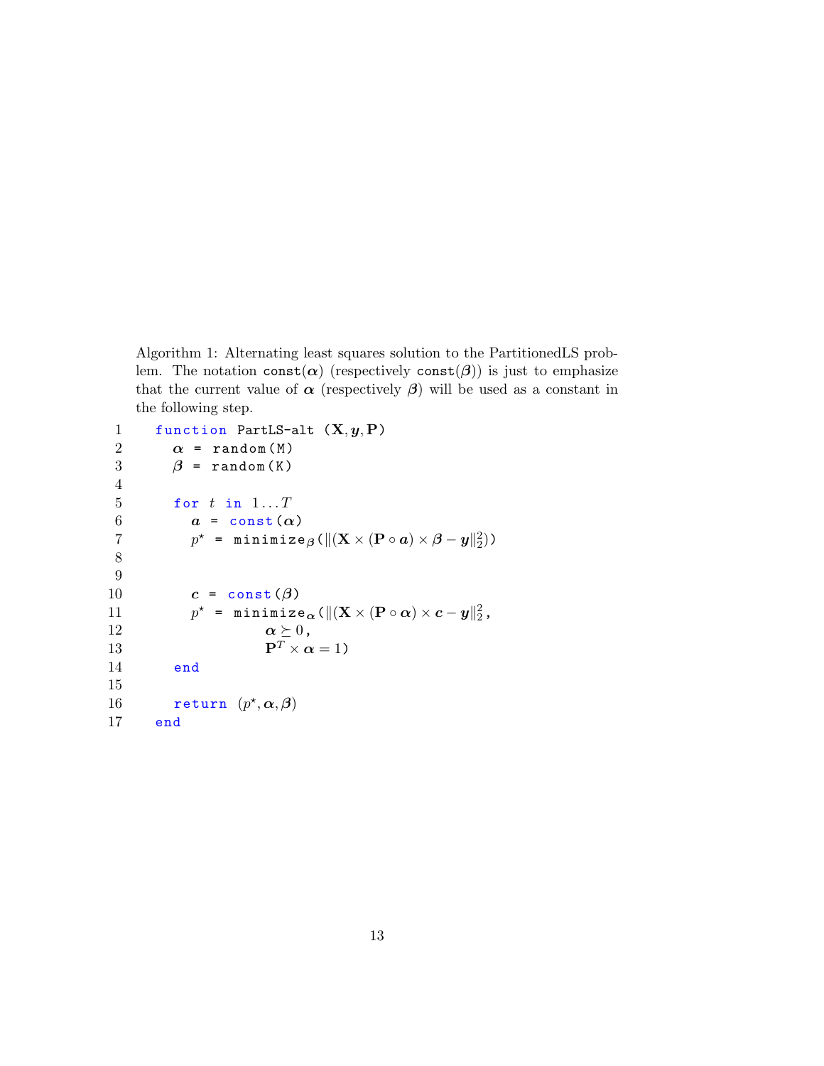Algorithm 1: Alternating least squares solution to the PartitionedLS problem. The notation const($\boldsymbol{\alpha}$) (respectively const($\boldsymbol{\beta}$)) is just to emphasize that the current value of $\boldsymbol{\alpha}$ (respectively $\boldsymbol{\beta}$) will be used as a constant in the following step.

```
1   function PartLS-alt (X, y, P)
2     α = random(M)
3     β = random(K)
4
5     for t in 1...T
6       a = const(α)
7       p* = minimize_β(‖(X × (P ∘ a) × β − y‖₂²))
8
9
10      c = const(β)
11      p* = minimize_α(‖(X × (P ∘ α) × c − y‖₂²,
12               α ⪰ 0,
13               Pᵀ × α = 1)
14    end
15
16    return (p*, α, β)
17  end
```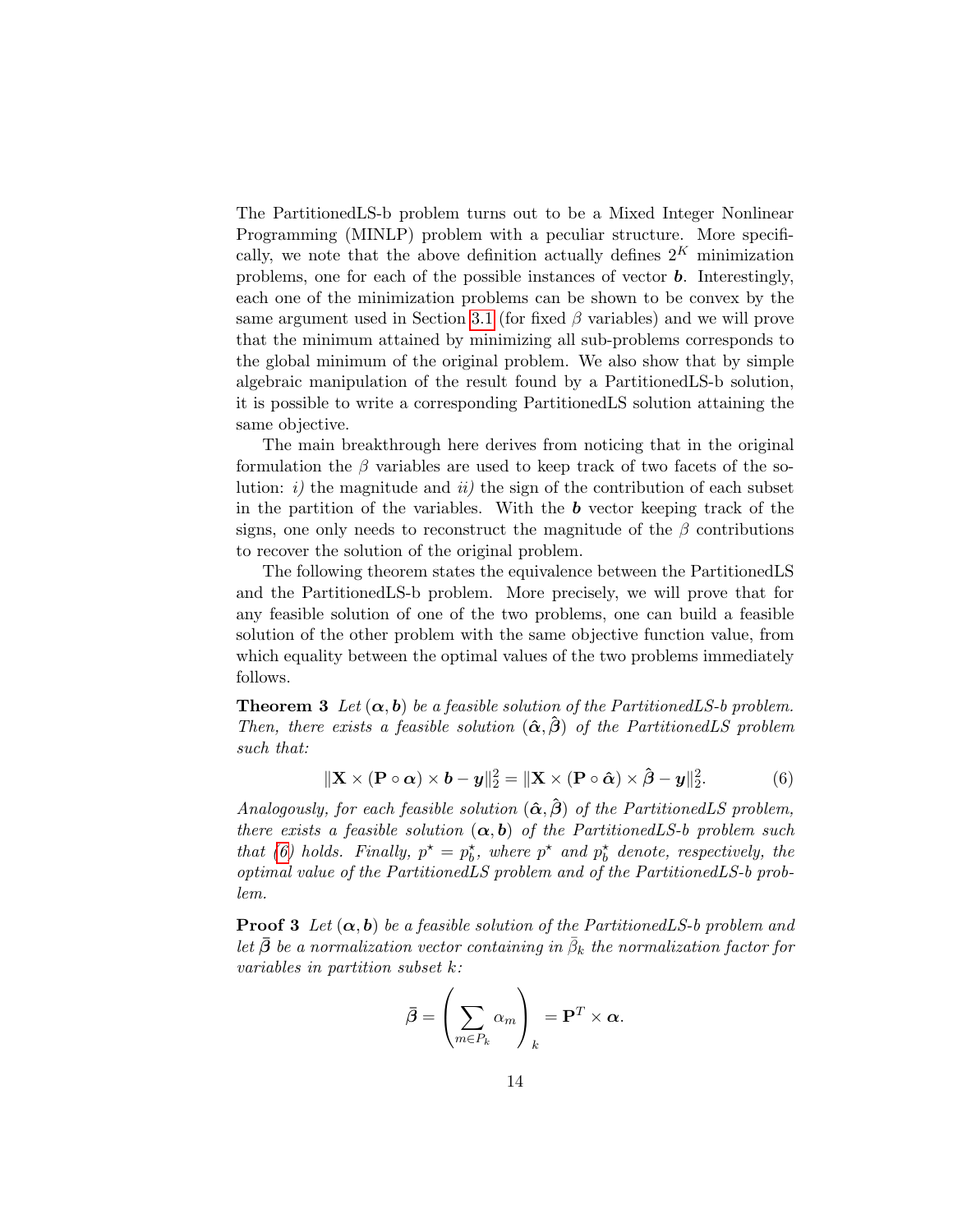The PartitionedLS-b problem turns out to be a Mixed Integer Nonlinear Programming (MINLP) problem with a peculiar structure. More specifically, we note that the above definition actually defines $2^K$ minimization problems, one for each of the possible instances of vector $\boldsymbol{b}$. Interestingly, each one of the minimization problems can be shown to be convex by the same argument used in Section 3.1 (for fixed $\beta$ variables) and we will prove that the minimum attained by minimizing all sub-problems corresponds to the global minimum of the original problem. We also show that by simple algebraic manipulation of the result found by a PartitionedLS-b solution, it is possible to write a corresponding PartitionedLS solution attaining the same objective.

The main breakthrough here derives from noticing that in the original formulation the $\beta$ variables are used to keep track of two facets of the solution: *i)* the magnitude and *ii)* the sign of the contribution of each subset in the partition of the variables. With the $\boldsymbol{b}$ vector keeping track of the signs, one only needs to reconstruct the magnitude of the $\beta$ contributions to recover the solution of the original problem.

The following theorem states the equivalence between the PartitionedLS and the PartitionedLS-b problem. More precisely, we will prove that for any feasible solution of one of the two problems, one can build a feasible solution of the other problem with the same objective function value, from which equality between the optimal values of the two problems immediately follows.

**Theorem 3** *Let $(\boldsymbol{\alpha}, \boldsymbol{b})$ be a feasible solution of the PartitionedLS-b problem. Then, there exists a feasible solution $(\hat{\boldsymbol{\alpha}}, \hat{\boldsymbol{\beta}})$ of the PartitionedLS problem such that:*

$$\|\mathbf{X} \times (\mathbf{P} \circ \boldsymbol{\alpha}) \times \boldsymbol{b} - \boldsymbol{y}\|_2^2 = \|\mathbf{X} \times (\mathbf{P} \circ \hat{\boldsymbol{\alpha}}) \times \hat{\boldsymbol{\beta}} - \boldsymbol{y}\|_2^2. \tag{6}$$

*Analogously, for each feasible solution $(\hat{\boldsymbol{\alpha}}, \hat{\boldsymbol{\beta}})$ of the PartitionedLS problem, there exists a feasible solution $(\boldsymbol{\alpha}, \boldsymbol{b})$ of the PartitionedLS-b problem such that (6) holds. Finally, $p^\star = p_b^\star$, where $p^\star$ and $p_b^\star$ denote, respectively, the optimal value of the PartitionedLS problem and of the PartitionedLS-b problem.*

**Proof 3** *Let $(\boldsymbol{\alpha}, \boldsymbol{b})$ be a feasible solution of the PartitionedLS-b problem and let $\bar{\boldsymbol{\beta}}$ be a normalization vector containing in $\bar{\beta}_k$ the normalization factor for variables in partition subset $k$:*

$$\bar{\boldsymbol{\beta}} = \left( \sum_{m \in P_k} \alpha_m \right)_k = \mathbf{P}^T \times \boldsymbol{\alpha}.$$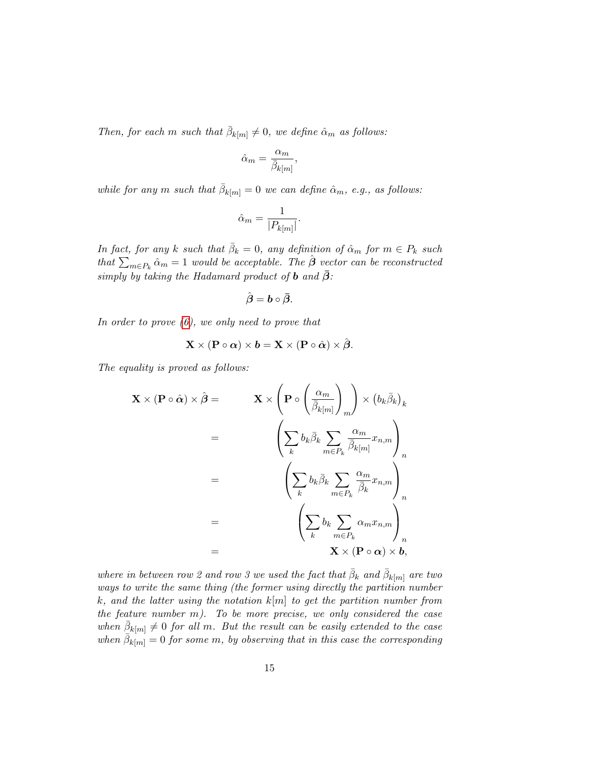*Then, for each $m$ such that $\bar{\beta}_{k[m]} \neq 0$, we define $\hat{\alpha}_m$ as follows:*

$$\hat{\alpha}_m = \frac{\alpha_m}{\bar{\beta}_{k[m]}},$$

*while for any $m$ such that $\bar{\beta}_{k[m]} = 0$ we can define $\hat{\alpha}_m$, e.g., as follows:*

$$\hat{\alpha}_m = \frac{1}{|P_{k[m]}|}.$$

*In fact, for any $k$ such that $\bar{\beta}_k = 0$, any definition of $\hat{\alpha}_m$ for $m \in P_k$ such that $\sum_{m \in P_k} \hat{\alpha}_m = 1$ would be acceptable. The $\hat{\boldsymbol{\beta}}$ vector can be reconstructed simply by taking the Hadamard product of $\boldsymbol{b}$ and $\bar{\boldsymbol{\beta}}$:*

$$\hat{\boldsymbol{\beta}} = \boldsymbol{b} \circ \bar{\boldsymbol{\beta}}.$$

*In order to prove (6), we only need to prove that*

$$\mathbf{X} \times (\mathbf{P} \circ \boldsymbol{\alpha}) \times \boldsymbol{b} = \mathbf{X} \times (\mathbf{P} \circ \hat{\boldsymbol{\alpha}}) \times \hat{\boldsymbol{\beta}}.$$

*The equality is proved as follows:*

$$\begin{aligned}
\mathbf{X} \times (\mathbf{P} \circ \hat{\boldsymbol{\alpha}}) \times \hat{\boldsymbol{\beta}} = & \quad \mathbf{X} \times \left( \mathbf{P} \circ \left( \frac{\alpha_m}{\bar{\beta}_{k[m]}} \right)_m \right) \times \left( b_k \bar{\beta}_k \right)_k \\
= & \quad \left( \sum_k b_k \bar{\beta}_k \sum_{m \in P_k} \frac{\alpha_m}{\bar{\beta}_{k[m]}} x_{n,m} \right)_n \\
= & \quad \left( \sum_k b_k \bar{\beta}_k \sum_{m \in P_k} \frac{\alpha_m}{\bar{\beta}_k} x_{n,m} \right)_n \\
= & \quad \left( \sum_k b_k \sum_{m \in P_k} \alpha_m x_{n,m} \right)_n \\
= & \quad \mathbf{X} \times (\mathbf{P} \circ \boldsymbol{\alpha}) \times \boldsymbol{b},
\end{aligned}$$

*where in between row 2 and row 3 we used the fact that $\bar{\beta}_k$ and $\bar{\beta}_{k[m]}$ are two ways to write the same thing (the former using directly the partition number $k$, and the latter using the notation $k[m]$ to get the partition number from the feature number $m$). To be more precise, we only considered the case when $\bar{\beta}_{k[m]} \neq 0$ for all $m$. But the result can be easily extended to the case when $\bar{\beta}_{k[m]} = 0$ for some $m$, by observing that in this case the corresponding*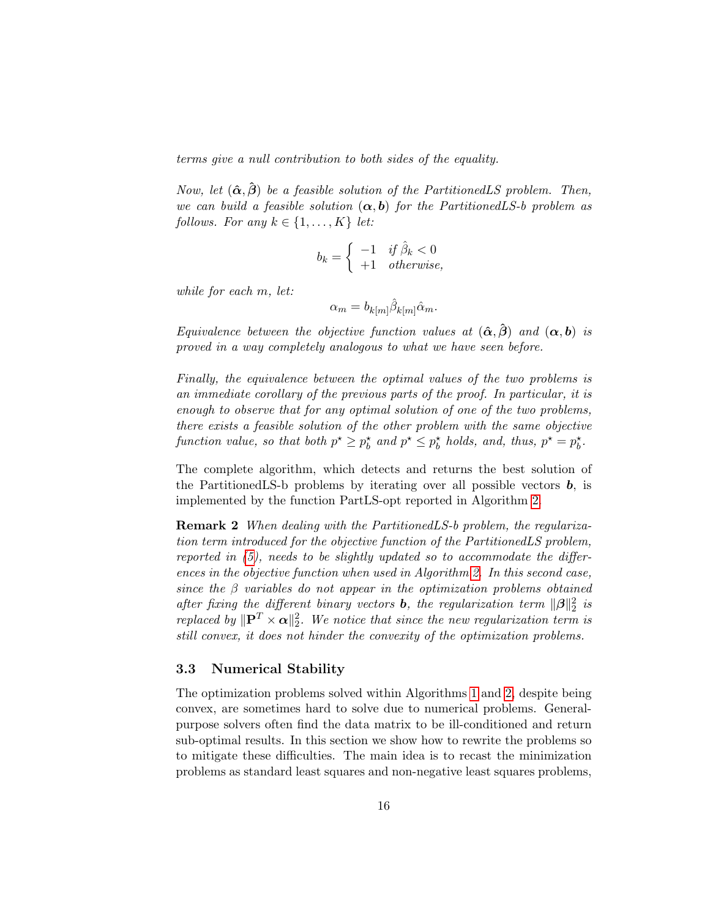*terms give a null contribution to both sides of the equality.*

*Now, let $(\hat{\boldsymbol{\alpha}}, \hat{\boldsymbol{\beta}})$ be a feasible solution of the PartitionedLS problem. Then, we can build a feasible solution $(\boldsymbol{\alpha}, \boldsymbol{b})$ for the PartitionedLS-b problem as follows. For any $k \in \{1, \ldots, K\}$ let:*

$$b_k = \begin{cases} -1 & \text{if } \hat{\beta}_k < 0 \\ +1 & \text{otherwise,} \end{cases}$$

*while for each $m$, let:*

$$\alpha_m = b_{k[m]} \hat{\beta}_{k[m]} \hat{\alpha}_m.$$

*Equivalence between the objective function values at $(\hat{\boldsymbol{\alpha}}, \hat{\boldsymbol{\beta}})$ and $(\boldsymbol{\alpha}, \boldsymbol{b})$ is proved in a way completely analogous to what we have seen before.*

*Finally, the equivalence between the optimal values of the two problems is an immediate corollary of the previous parts of the proof. In particular, it is enough to observe that for any optimal solution of one of the two problems, there exists a feasible solution of the other problem with the same objective function value, so that both $p^\star \geq p_b^\star$ and $p^\star \leq p_b^\star$ holds, and, thus, $p^\star = p_b^\star$.*

The complete algorithm, which detects and returns the best solution of the PartitionedLS-b problems by iterating over all possible vectors $\boldsymbol{b}$, is implemented by the function PartLS-opt reported in Algorithm 2.

**Remark 2** *When dealing with the PartitionedLS-b problem, the regularization term introduced for the objective function of the PartitionedLS problem, reported in (5), needs to be slightly updated so to accommodate the differences in the objective function when used in Algorithm 2. In this second case, since the $\beta$ variables do not appear in the optimization problems obtained after fixing the different binary vectors $\boldsymbol{b}$, the regularization term $\|\boldsymbol{\beta}\|_2^2$ is replaced by $\|\mathbf{P}^T \times \boldsymbol{\alpha}\|_2^2$. We notice that since the new regularization term is still convex, it does not hinder the convexity of the optimization problems.*

### 3.3 Numerical Stability

The optimization problems solved within Algorithms 1 and 2, despite being convex, are sometimes hard to solve due to numerical problems. General-purpose solvers often find the data matrix to be ill-conditioned and return sub-optimal results. In this section we show how to rewrite the problems so to mitigate these difficulties. The main idea is to recast the minimization problems as standard least squares and non-negative least squares problems,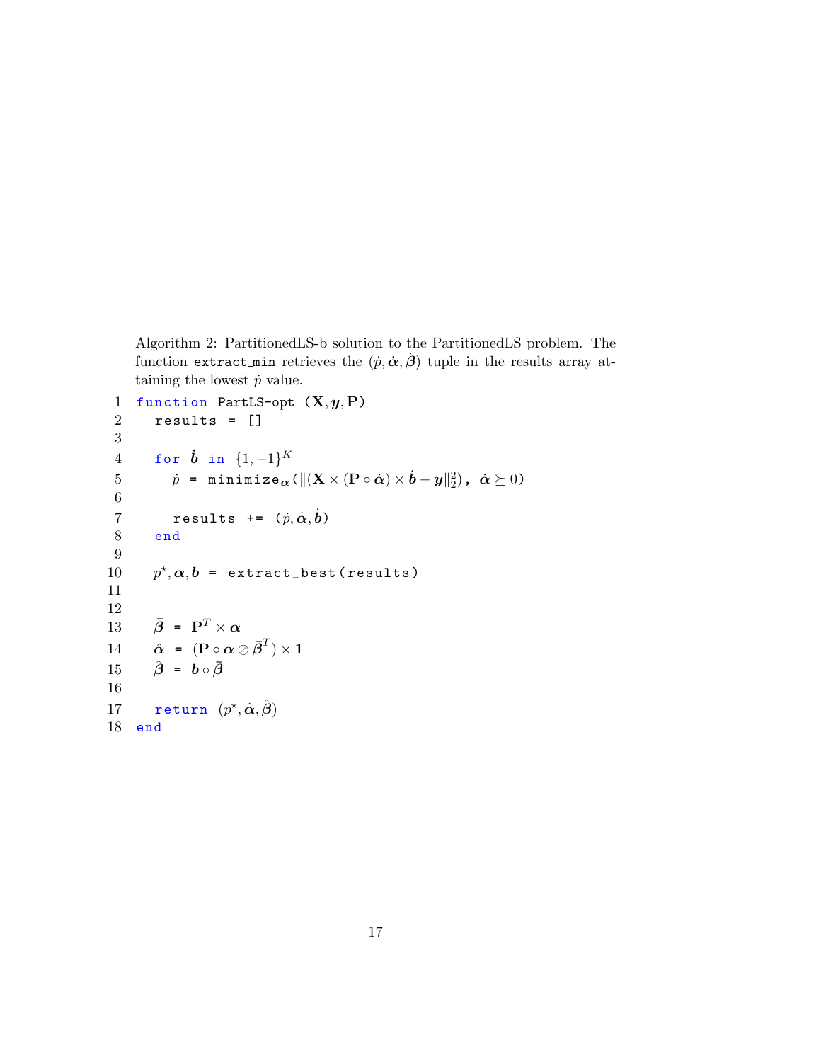Algorithm 2: PartitionedLS-b solution to the PartitionedLS problem. The function `extract_min` retrieves the $(\dot{p}, \dot{\boldsymbol{\alpha}}, \dot{\boldsymbol{\beta}})$ tuple in the results array attaining the lowest $\dot{p}$ value.

```
1  function PartLS-opt (X, y, P)
2    results = []
3
4    for ḃ in {1, −1}^K
5      ṗ = minimize_α̇(‖(X × (P ∘ α̇) × ḃ − y‖²₂), α̇ ⪰ 0)
6
7      results += (ṗ, α̇, ḃ)
8    end
9
10   p*, α, b = extract_best(results)
11
12
13   β̄ = P^T × α
14   α̂ = (P ∘ α ⊘ β̄^T) × 1
15   β̂ = b ∘ β̄
16
17   return (p*, α̂, β̂)
18 end
```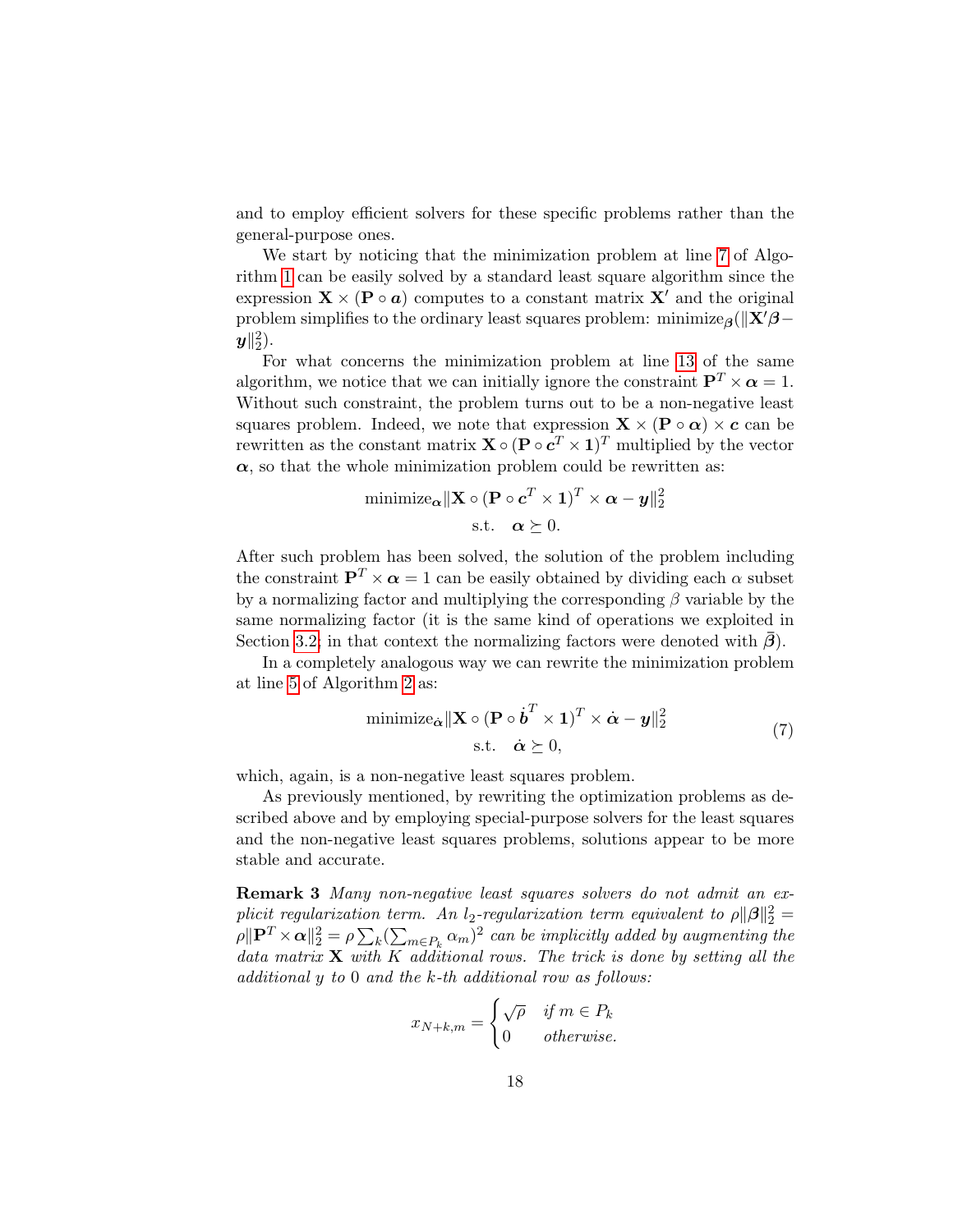and to employ efficient solvers for these specific problems rather than the general-purpose ones.

We start by noticing that the minimization problem at line 7 of Algorithm 1 can be easily solved by a standard least square algorithm since the expression $\mathbf{X} \times (\mathbf{P} \circ \boldsymbol{a})$ computes to a constant matrix $\mathbf{X}'$ and the original problem simplifies to the ordinary least squares problem: $\text{minimize}_{\boldsymbol{\beta}}(\|\mathbf{X}'\boldsymbol{\beta} - \boldsymbol{y}\|_2^2)$.

For what concerns the minimization problem at line 13 of the same algorithm, we notice that we can initially ignore the constraint $\mathbf{P}^T \times \boldsymbol{\alpha} = 1$. Without such constraint, the problem turns out to be a non-negative least squares problem. Indeed, we note that expression $\mathbf{X} \times (\mathbf{P} \circ \boldsymbol{\alpha}) \times \boldsymbol{c}$ can be rewritten as the constant matrix $\mathbf{X} \circ (\mathbf{P} \circ \boldsymbol{c}^T \times \mathbf{1})^T$ multiplied by the vector $\boldsymbol{\alpha}$, so that the whole minimization problem could be rewritten as:

$$
\begin{aligned}
\text{minimize}_{\boldsymbol{\alpha}} & \|\mathbf{X} \circ (\mathbf{P} \circ \boldsymbol{c}^T \times \mathbf{1})^T \times \boldsymbol{\alpha} - \boldsymbol{y}\|_2^2 \\
\text{s.t.} \quad & \boldsymbol{\alpha} \succeq 0.
\end{aligned}
$$

After such problem has been solved, the solution of the problem including the constraint $\mathbf{P}^T \times \boldsymbol{\alpha} = 1$ can be easily obtained by dividing each $\alpha$ subset by a normalizing factor and multiplying the corresponding $\beta$ variable by the same normalizing factor (it is the same kind of operations we exploited in Section 3.2; in that context the normalizing factors were denoted with $\bar{\boldsymbol{\beta}}$).

In a completely analogous way we can rewrite the minimization problem at line 5 of Algorithm 2 as:

$$
\begin{aligned}
\text{minimize}_{\dot{\boldsymbol{\alpha}}} & \|\mathbf{X} \circ (\mathbf{P} \circ \dot{\boldsymbol{b}}^T \times \mathbf{1})^T \times \dot{\boldsymbol{\alpha}} - \boldsymbol{y}\|_2^2 \\
\text{s.t.} \quad & \dot{\boldsymbol{\alpha}} \succeq 0,
\end{aligned}
\tag{7}
$$

which, again, is a non-negative least squares problem.

As previously mentioned, by rewriting the optimization problems as described above and by employing special-purpose solvers for the least squares and the non-negative least squares problems, solutions appear to be more stable and accurate.

**Remark 3** *Many non-negative least squares solvers do not admit an explicit regularization term. An $l_2$-regularization term equivalent to $\rho\|\boldsymbol{\beta}\|_2^2 = \rho\|\mathbf{P}^T \times \boldsymbol{\alpha}\|_2^2 = \rho\sum_k(\sum_{m \in P_k} \alpha_m)^2$ can be implicitly added by augmenting the data matrix $\mathbf{X}$ with $K$ additional rows. The trick is done by setting all the additional $y$ to 0 and the $k$-th additional row as follows:*

$$
x_{N+k,m} = \begin{cases} \sqrt{\rho} & \textit{if } m \in P_k \\ 0 & \textit{otherwise.} \end{cases}
$$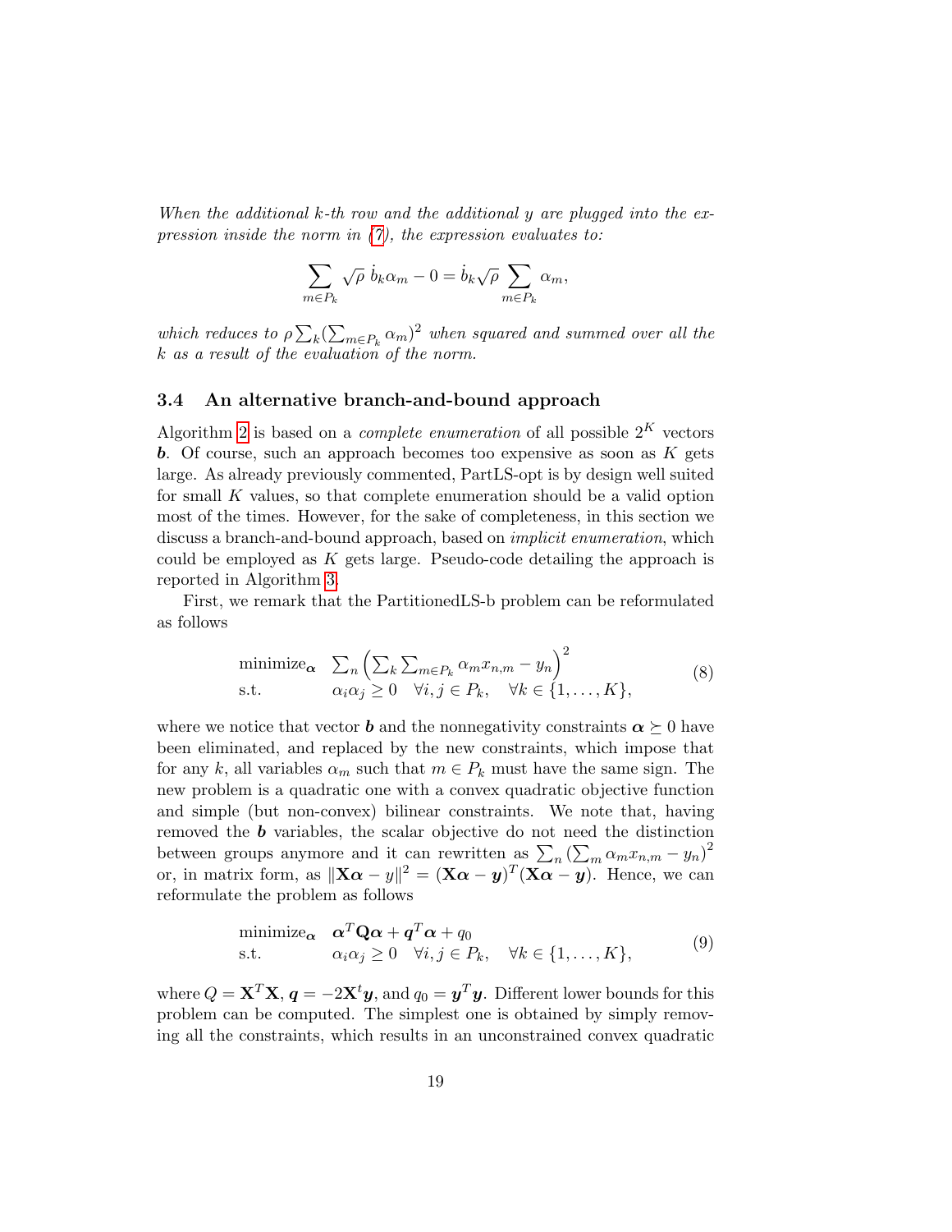*When the additional k-th row and the additional y are plugged into the expression inside the norm in (7), the expression evaluates to:*

$$\sum_{m \in P_k} \sqrt{\rho}\ \dot{b}_k \alpha_m - 0 = \dot{b}_k \sqrt{\rho} \sum_{m \in P_k} \alpha_m,$$

*which reduces to* $\rho \sum_k (\sum_{m \in P_k} \alpha_m)^2$ *when squared and summed over all the k as a result of the evaluation of the norm.*

### 3.4 An alternative branch-and-bound approach

Algorithm 2 is based on a *complete enumeration* of all possible $2^K$ vectors $\boldsymbol{b}$. Of course, such an approach becomes too expensive as soon as $K$ gets large. As already previously commented, PartLS-opt is by design well suited for small $K$ values, so that complete enumeration should be a valid option most of the times. However, for the sake of completeness, in this section we discuss a branch-and-bound approach, based on *implicit enumeration*, which could be employed as $K$ gets large. Pseudo-code detailing the approach is reported in Algorithm 3.

First, we remark that the PartitionedLS-b problem can be reformulated as follows

$$\begin{array}{ll} \text{minimize}_{\boldsymbol{\alpha}} & \sum_n \left( \sum_k \sum_{m \in P_k} \alpha_m x_{n,m} - y_n \right)^2 \\ \text{s.t.} & \alpha_i \alpha_j \geq 0 \quad \forall i,j \in P_k, \quad \forall k \in \{1,\dots,K\}, \end{array} \tag{8}$$

where we notice that vector $\boldsymbol{b}$ and the nonnegativity constraints $\boldsymbol{\alpha} \succeq 0$ have been eliminated, and replaced by the new constraints, which impose that for any $k$, all variables $\alpha_m$ such that $m \in P_k$ must have the same sign. The new problem is a quadratic one with a convex quadratic objective function and simple (but non-convex) bilinear constraints. We note that, having removed the $\boldsymbol{b}$ variables, the scalar objective do not need the distinction between groups anymore and it can rewritten as $\sum_n \left( \sum_m \alpha_m x_{n,m} - y_n \right)^2$ or, in matrix form, as $\|\mathbf{X}\boldsymbol{\alpha} - y\|^2 = (\mathbf{X}\boldsymbol{\alpha} - \boldsymbol{y})^T(\mathbf{X}\boldsymbol{\alpha} - \boldsymbol{y})$. Hence, we can reformulate the problem as follows

$$\begin{array}{ll} \text{minimize}_{\boldsymbol{\alpha}} & \boldsymbol{\alpha}^T \mathbf{Q} \boldsymbol{\alpha} + \boldsymbol{q}^T \boldsymbol{\alpha} + q_0 \\ \text{s.t.} & \alpha_i \alpha_j \geq 0 \quad \forall i,j \in P_k, \quad \forall k \in \{1,\dots,K\}, \end{array} \tag{9}$$

where $Q = \mathbf{X}^T \mathbf{X}$, $\boldsymbol{q} = -2\mathbf{X}^t \boldsymbol{y}$, and $q_0 = \boldsymbol{y}^T \boldsymbol{y}$. Different lower bounds for this problem can be computed. The simplest one is obtained by simply removing all the constraints, which results in an unconstrained convex quadratic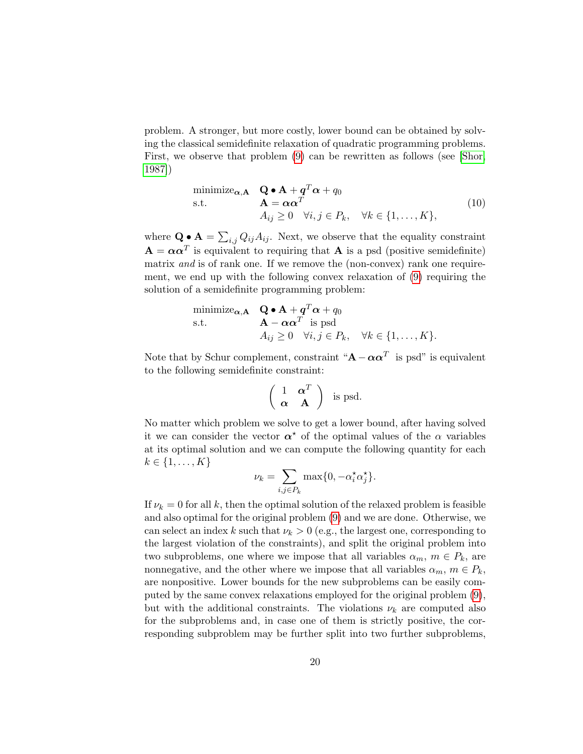problem. A stronger, but more costly, lower bound can be obtained by solving the classical semidefinite relaxation of quadratic programming problems. First, we observe that problem (9) can be rewritten as follows (see [Shor, 1987])

$$
\begin{array}{lll}
\text{minimize}_{\boldsymbol{\alpha},\mathbf{A}} & \mathbf{Q} \bullet \mathbf{A} + \boldsymbol{q}^T\boldsymbol{\alpha} + q_0 & \\
\text{s.t.} & \mathbf{A} = \boldsymbol{\alpha}\boldsymbol{\alpha}^T & \\
 & A_{ij} \geq 0 \quad \forall i,j \in P_k, \quad \forall k \in \{1,\ldots,K\}, &
\end{array} \tag{10}
$$

where $\mathbf{Q} \bullet \mathbf{A} = \sum_{i,j} Q_{ij}A_{ij}$. Next, we observe that the equality constraint $\mathbf{A} = \boldsymbol{\alpha}\boldsymbol{\alpha}^T$ is equivalent to requiring that $\mathbf{A}$ is a psd (positive semidefinite) matrix *and* is of rank one. If we remove the (non-convex) rank one requirement, we end up with the following convex relaxation of (9) requiring the solution of a semidefinite programming problem:

$$
\begin{array}{ll}
\text{minimize}_{\boldsymbol{\alpha},\mathbf{A}} & \mathbf{Q} \bullet \mathbf{A} + \boldsymbol{q}^T\boldsymbol{\alpha} + q_0 \\
\text{s.t.} & \mathbf{A} - \boldsymbol{\alpha}\boldsymbol{\alpha}^T \ \text{ is psd} \\
 & A_{ij} \geq 0 \quad \forall i,j \in P_k, \quad \forall k \in \{1,\ldots,K\}.
\end{array}
$$

Note that by Schur complement, constraint "$\mathbf{A} - \boldsymbol{\alpha}\boldsymbol{\alpha}^T$ is psd" is equivalent to the following semidefinite constraint:

$$
\begin{pmatrix} 1 & \boldsymbol{\alpha}^T \\ \boldsymbol{\alpha} & \mathbf{A} \end{pmatrix} \ \text{ is psd.}
$$

No matter which problem we solve to get a lower bound, after having solved it we can consider the vector $\boldsymbol{\alpha}^\star$ of the optimal values of the $\alpha$ variables at its optimal solution and we can compute the following quantity for each $k \in \{1,\ldots,K\}$

$$
\nu_k = \sum_{i,j \in P_k} \max\{0, -\alpha_i^\star \alpha_j^\star\}.
$$

If $\nu_k = 0$ for all $k$, then the optimal solution of the relaxed problem is feasible and also optimal for the original problem (9) and we are done. Otherwise, we can select an index $k$ such that $\nu_k > 0$ (e.g., the largest one, corresponding to the largest violation of the constraints), and split the original problem into two subproblems, one where we impose that all variables $\alpha_m$, $m \in P_k$, are nonnegative, and the other where we impose that all variables $\alpha_m$, $m \in P_k$, are nonpositive. Lower bounds for the new subproblems can be easily computed by the same convex relaxations employed for the original problem (9), but with the additional constraints. The violations $\nu_k$ are computed also for the subproblems and, in case one of them is strictly positive, the corresponding subproblem may be further split into two further subproblems,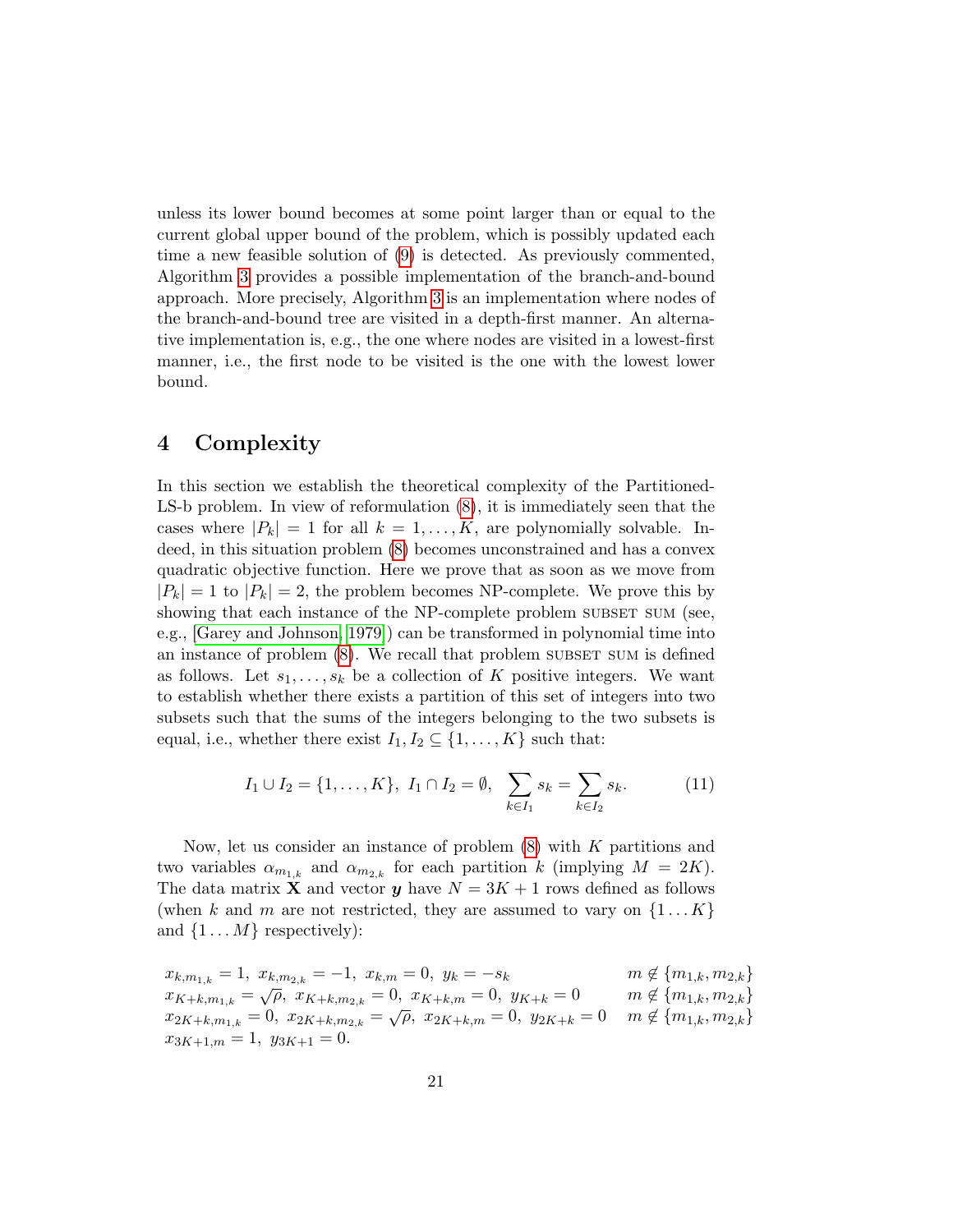unless its lower bound becomes at some point larger than or equal to the current global upper bound of the problem, which is possibly updated each time a new feasible solution of (9) is detected. As previously commented, Algorithm 3 provides a possible implementation of the branch-and-bound approach. More precisely, Algorithm 3 is an implementation where nodes of the branch-and-bound tree are visited in a depth-first manner. An alternative implementation is, e.g., the one where nodes are visited in a lowest-first manner, i.e., the first node to be visited is the one with the lowest lower bound.

# 4 Complexity

In this section we establish the theoretical complexity of the Partitioned-LS-b problem. In view of reformulation (8), it is immediately seen that the cases where $|P_k| = 1$ for all $k = 1, \ldots, K$, are polynomially solvable. Indeed, in this situation problem (8) becomes unconstrained and has a convex quadratic objective function. Here we prove that as soon as we move from $|P_k| = 1$ to $|P_k| = 2$, the problem becomes NP-complete. We prove this by showing that each instance of the NP-complete problem SUBSET SUM (see, e.g., [Garey and Johnson, 1979]) can be transformed in polynomial time into an instance of problem (8). We recall that problem SUBSET SUM is defined as follows. Let $s_1, \ldots, s_k$ be a collection of $K$ positive integers. We want to establish whether there exists a partition of this set of integers into two subsets such that the sums of the integers belonging to the two subsets is equal, i.e., whether there exist $I_1, I_2 \subseteq \{1, \ldots, K\}$ such that:

$$I_1 \cup I_2 = \{1, \ldots, K\}, \; I_1 \cap I_2 = \emptyset, \; \sum_{k \in I_1} s_k = \sum_{k \in I_2} s_k. \tag{11}$$

Now, let us consider an instance of problem (8) with $K$ partitions and two variables $\alpha_{m_{1,k}}$ and $\alpha_{m_{2,k}}$ for each partition $k$ (implying $M = 2K$). The data matrix $\mathbf{X}$ and vector $\boldsymbol{y}$ have $N = 3K + 1$ rows defined as follows (when $k$ and $m$ are not restricted, they are assumed to vary on $\{1 \ldots K\}$ and $\{1 \ldots M\}$ respectively):

$$\begin{array}{ll}
x_{k,m_{1,k}} = 1, \; x_{k,m_{2,k}} = -1, \; x_{k,m} = 0, \; y_k = -s_k & m \notin \{m_{1,k}, m_{2,k}\} \\
x_{K+k,m_{1,k}} = \sqrt{\rho}, \; x_{K+k,m_{2,k}} = 0, \; x_{K+k,m} = 0, \; y_{K+k} = 0 & m \notin \{m_{1,k}, m_{2,k}\} \\
x_{2K+k,m_{1,k}} = 0, \; x_{2K+k,m_{2,k}} = \sqrt{\rho}, \; x_{2K+k,m} = 0, \; y_{2K+k} = 0 & m \notin \{m_{1,k}, m_{2,k}\} \\
x_{3K+1,m} = 1, \; y_{3K+1} = 0. &
\end{array}$$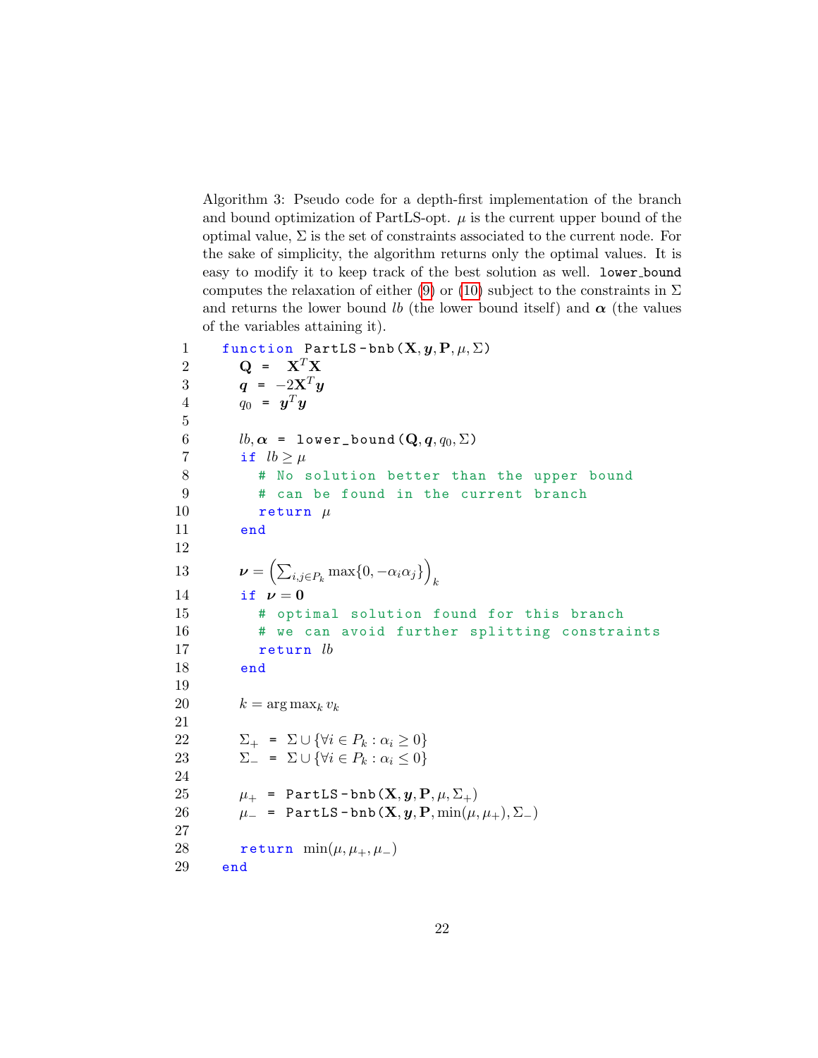Algorithm 3: Pseudo code for a depth-first implementation of the branch and bound optimization of PartLS-opt. $\mu$ is the current upper bound of the optimal value, $\Sigma$ is the set of constraints associated to the current node. For the sake of simplicity, the algorithm returns only the optimal values. It is easy to modify it to keep track of the best solution as well. `lower_bound` computes the relaxation of either (9) or (10) subject to the constraints in $\Sigma$ and returns the lower bound $lb$ (the lower bound itself) and $\boldsymbol{\alpha}$ (the values of the variables attaining it).

```
1    function PartLS-bnb(X, y, P, μ, Σ)
2      Q = X^T X
3      q = −2X^T y
4      q0 = y^T y
5
6      lb, α = lower_bound(Q, q, q0, Σ)
7      if lb ≥ μ
8        # No solution better than the upper bound
9        # can be found in the current branch
10       return μ
11     end
12
13     ν = ( Σ_{i,j∈P_k} max{0, −α_i α_j} )_k
14     if ν = 0
15       # optimal solution found for this branch
16       # we can avoid further splitting constraints
17       return lb
18     end
19
20     k = arg max_k v_k
21
22     Σ+ = Σ ∪ {∀i ∈ P_k : α_i ≥ 0}
23     Σ− = Σ ∪ {∀i ∈ P_k : α_i ≤ 0}
24
25     μ+ = PartLS-bnb(X, y, P, μ, Σ+)
26     μ− = PartLS-bnb(X, y, P, min(μ, μ+), Σ−)
27
28     return min(μ, μ+, μ−)
29   end
```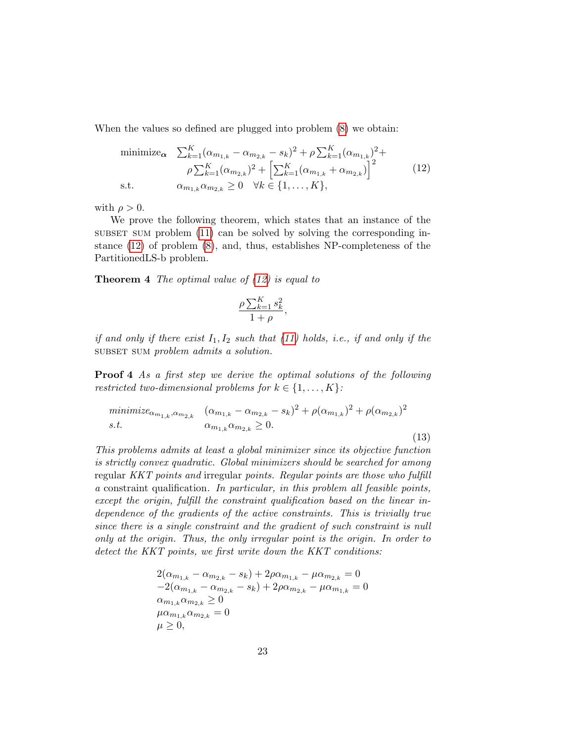When the values so defined are plugged into problem (8) we obtain:

$$
\begin{array}{ll}
\text{minimize}_{\boldsymbol{\alpha}} & \sum_{k=1}^{K}(\alpha_{m_{1,k}} - \alpha_{m_{2,k}} - s_k)^2 + \rho \sum_{k=1}^{K}(\alpha_{m_{1,k}})^2 + \\
& \quad \rho \sum_{k=1}^{K}(\alpha_{m_{2,k}})^2 + \left[\sum_{k=1}^{K}(\alpha_{m_{1,k}} + \alpha_{m_{2,k}})\right]^2 \\
\text{s.t.} & \alpha_{m_{1,k}}\alpha_{m_{2,k}} \geq 0 \quad \forall k \in \{1, \ldots, K\},
\end{array} \tag{12}
$$

with $\rho > 0$.

We prove the following theorem, which states that an instance of the SUBSET SUM problem (11) can be solved by solving the corresponding instance (12) of problem (8), and, thus, establishes NP-completeness of the PartitionedLS-b problem.

**Theorem 4** *The optimal value of (12) is equal to*

$$
\frac{\rho \sum_{k=1}^{K} s_k^2}{1+\rho},
$$

*if and only if there exist $I_1, I_2$ such that (11) holds, i.e., if and only if the* SUBSET SUM *problem admits a solution.*

**Proof 4** *As a first step we derive the optimal solutions of the following restricted two-dimensional problems for $k \in \{1, \ldots, K\}$:*

$$
\begin{array}{ll}
\text{minimize}_{\alpha_{m_{1,k}}, \alpha_{m_{2,k}}} & (\alpha_{m_{1,k}} - \alpha_{m_{2,k}} - s_k)^2 + \rho(\alpha_{m_{1,k}})^2 + \rho(\alpha_{m_{2,k}})^2 \\
\text{s.t.} & \alpha_{m_{1,k}}\alpha_{m_{2,k}} \geq 0.
\end{array} \tag{13}
$$

*This problems admits at least a global minimizer since its objective function is strictly convex quadratic. Global minimizers should be searched for among* regular *KKT points and* irregular *points. Regular points are those who fulfill a* constraint qualification*. In particular, in this problem all feasible points, except the origin, fulfill the constraint qualification based on the linear independence of the gradients of the active constraints. This is trivially true since there is a single constraint and the gradient of such constraint is null only at the origin. Thus, the only irregular point is the origin. In order to detect the KKT points, we first write down the KKT conditions:*

$$
\begin{array}{l}
2(\alpha_{m_{1,k}} - \alpha_{m_{2,k}} - s_k) + 2\rho\alpha_{m_{1,k}} - \mu\alpha_{m_{2,k}} = 0 \\
-2(\alpha_{m_{1,k}} - \alpha_{m_{2,k}} - s_k) + 2\rho\alpha_{m_{2,k}} - \mu\alpha_{m_{1,k}} = 0 \\
\alpha_{m_{1,k}}\alpha_{m_{2,k}} \geq 0 \\
\mu\alpha_{m_{1,k}}\alpha_{m_{2,k}} = 0 \\
\mu \geq 0,
\end{array}
$$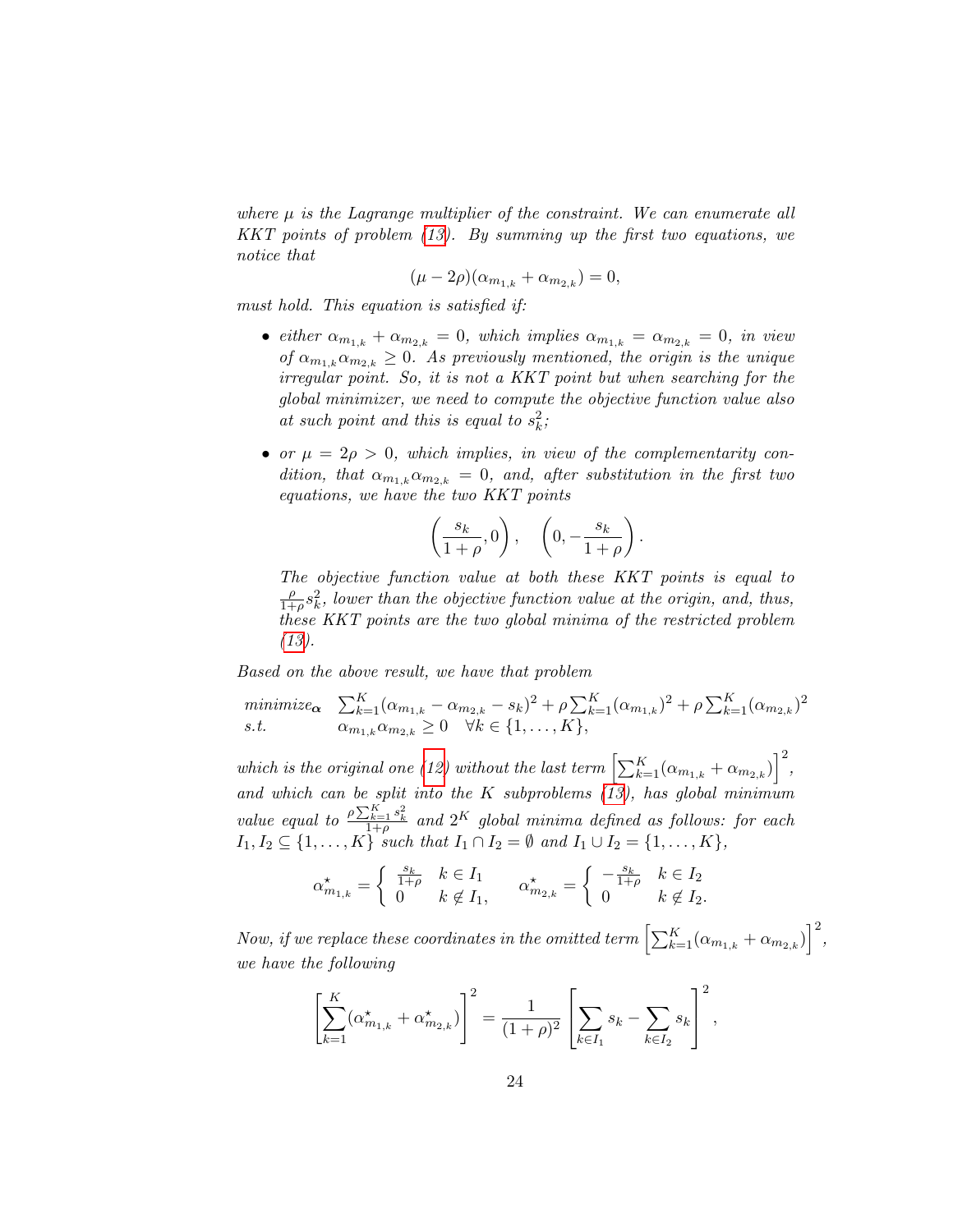*where $\mu$ is the Lagrange multiplier of the constraint. We can enumerate all KKT points of problem (13). By summing up the first two equations, we notice that*

$$(\mu - 2\rho)(\alpha_{m_{1,k}} + \alpha_{m_{2,k}}) = 0,$$

*must hold. This equation is satisfied if:*

- *either $\alpha_{m_{1,k}} + \alpha_{m_{2,k}} = 0$, which implies $\alpha_{m_{1,k}} = \alpha_{m_{2,k}} = 0$, in view of $\alpha_{m_{1,k}}\alpha_{m_{2,k}} \geq 0$. As previously mentioned, the origin is the unique irregular point. So, it is not a KKT point but when searching for the global minimizer, we need to compute the objective function value also at such point and this is equal to $s_k^2$;*
- *or $\mu = 2\rho > 0$, which implies, in view of the complementarity condition, that $\alpha_{m_{1,k}}\alpha_{m_{2,k}} = 0$, and, after substitution in the first two equations, we have the two KKT points*

  $$\left(\frac{s_k}{1+\rho}, 0\right), \quad \left(0, -\frac{s_k}{1+\rho}\right).$$

  *The objective function value at both these KKT points is equal to $\frac{\rho}{1+\rho}s_k^2$, lower than the objective function value at the origin, and, thus, these KKT points are the two global minima of the restricted problem (13).*

*Based on the above result, we have that problem*

$$\begin{array}{ll} \text{minimize}_{\boldsymbol{\alpha}} & \sum_{k=1}^{K}(\alpha_{m_{1,k}} - \alpha_{m_{2,k}} - s_k)^2 + \rho\sum_{k=1}^{K}(\alpha_{m_{1,k}})^2 + \rho\sum_{k=1}^{K}(\alpha_{m_{2,k}})^2 \\ \text{s.t.} & \alpha_{m_{1,k}}\alpha_{m_{2,k}} \geq 0 \quad \forall k \in \{1,\ldots,K\}, \end{array}$$

*which is the original one (12) without the last term $\left[\sum_{k=1}^{K}(\alpha_{m_{1,k}} + \alpha_{m_{2,k}})\right]^2$, and which can be split into the $K$ subproblems (13), has global minimum value equal to $\frac{\rho\sum_{k=1}^{K}s_k^2}{1+\rho}$ and $2^K$ global minima defined as follows: for each $I_1, I_2 \subseteq \{1,\ldots,K\}$ such that $I_1 \cap I_2 = \emptyset$ and $I_1 \cup I_2 = \{1,\ldots,K\}$,*

$$\alpha^\star_{m_{1,k}} = \begin{cases} \frac{s_k}{1+\rho} & k \in I_1 \\ 0 & k \notin I_1, \end{cases} \qquad \alpha^\star_{m_{2,k}} = \begin{cases} -\frac{s_k}{1+\rho} & k \in I_2 \\ 0 & k \notin I_2. \end{cases}$$

*Now, if we replace these coordinates in the omitted term $\left[\sum_{k=1}^{K}(\alpha_{m_{1,k}} + \alpha_{m_{2,k}})\right]^2$, we have the following*

$$\left[\sum_{k=1}^{K}(\alpha^\star_{m_{1,k}} + \alpha^\star_{m_{2,k}})\right]^2 = \frac{1}{(1+\rho)^2}\left[\sum_{k\in I_1}s_k - \sum_{k\in I_2}s_k\right]^2,$$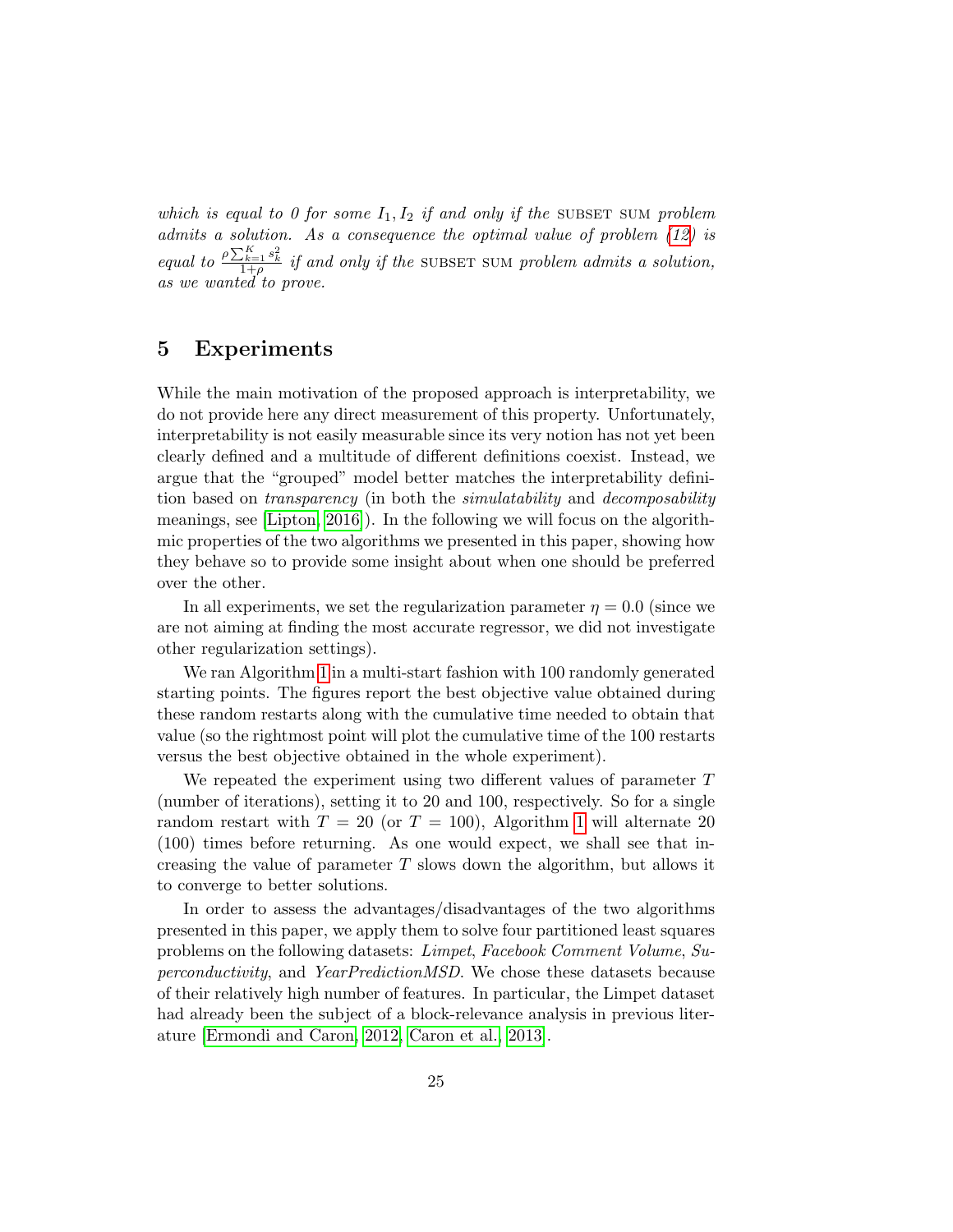*which is equal to 0 for some $I_1, I_2$ if and only if the* SUBSET SUM *problem admits a solution. As a consequence the optimal value of problem (12) is equal to $\frac{\rho \sum_{k=1}^{K} s_k^2}{1+\rho}$ if and only if the* SUBSET SUM *problem admits a solution, as we wanted to prove.*

## 5 Experiments

While the main motivation of the proposed approach is interpretability, we do not provide here any direct measurement of this property. Unfortunately, interpretability is not easily measurable since its very notion has not yet been clearly defined and a multitude of different definitions coexist. Instead, we argue that the "grouped" model better matches the interpretability definition based on *transparency* (in both the *simulatability* and *decomposability* meanings, see [Lipton, 2016]). In the following we will focus on the algorithmic properties of the two algorithms we presented in this paper, showing how they behave so to provide some insight about when one should be preferred over the other.

In all experiments, we set the regularization parameter $\eta = 0.0$ (since we are not aiming at finding the most accurate regressor, we did not investigate other regularization settings).

We ran Algorithm 1 in a multi-start fashion with 100 randomly generated starting points. The figures report the best objective value obtained during these random restarts along with the cumulative time needed to obtain that value (so the rightmost point will plot the cumulative time of the 100 restarts versus the best objective obtained in the whole experiment).

We repeated the experiment using two different values of parameter $T$ (number of iterations), setting it to 20 and 100, respectively. So for a single random restart with $T = 20$ (or $T = 100$), Algorithm 1 will alternate 20 (100) times before returning. As one would expect, we shall see that increasing the value of parameter $T$ slows down the algorithm, but allows it to converge to better solutions.

In order to assess the advantages/disadvantages of the two algorithms presented in this paper, we apply them to solve four partitioned least squares problems on the following datasets: *Limpet*, *Facebook Comment Volume*, *Superconductivity*, and *YearPredictionMSD*. We chose these datasets because of their relatively high number of features. In particular, the Limpet dataset had already been the subject of a block-relevance analysis in previous literature [Ermondi and Caron, 2012, Caron et al., 2013].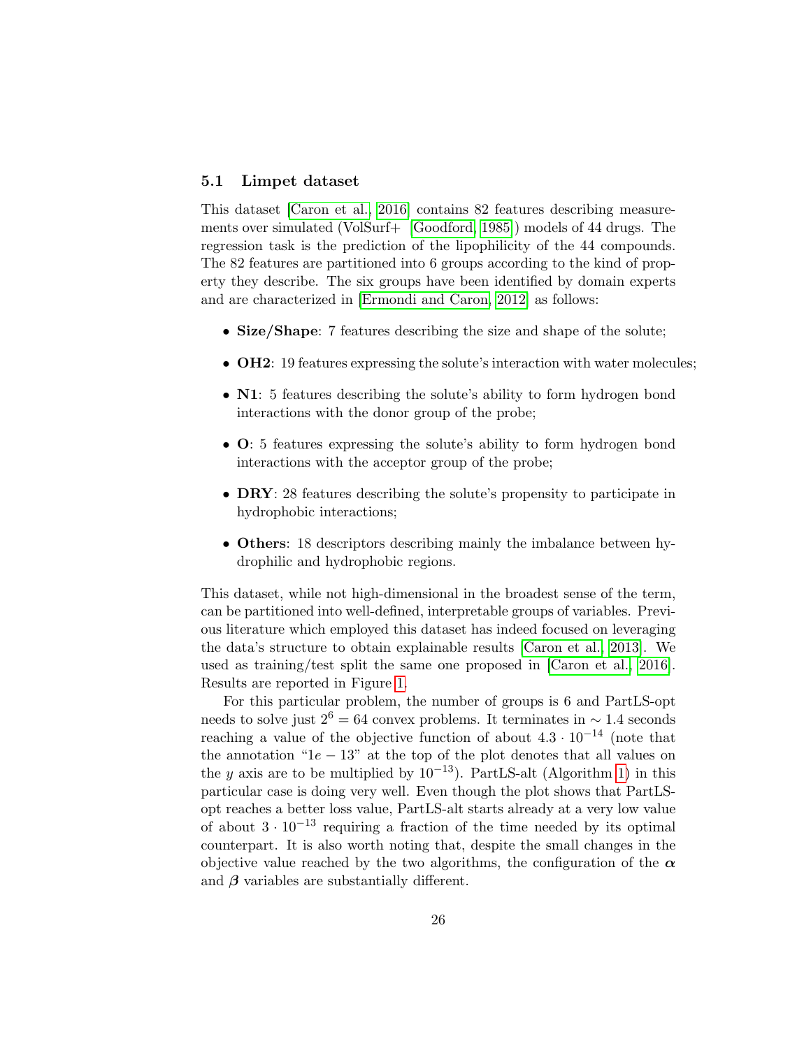### 5.1 Limpet dataset

This dataset [Caron et al., 2016] contains 82 features describing measurements over simulated (VolSurf+ [Goodford, 1985]) models of 44 drugs. The regression task is the prediction of the lipophilicity of the 44 compounds. The 82 features are partitioned into 6 groups according to the kind of property they describe. The six groups have been identified by domain experts and are characterized in [Ermondi and Caron, 2012] as follows:

- **Size/Shape**: 7 features describing the size and shape of the solute;
- **OH2**: 19 features expressing the solute's interaction with water molecules;
- **N1**: 5 features describing the solute's ability to form hydrogen bond interactions with the donor group of the probe;
- **O**: 5 features expressing the solute's ability to form hydrogen bond interactions with the acceptor group of the probe;
- **DRY**: 28 features describing the solute's propensity to participate in hydrophobic interactions;
- **Others**: 18 descriptors describing mainly the imbalance between hydrophilic and hydrophobic regions.

This dataset, while not high-dimensional in the broadest sense of the term, can be partitioned into well-defined, interpretable groups of variables. Previous literature which employed this dataset has indeed focused on leveraging the data's structure to obtain explainable results [Caron et al., 2013]. We used as training/test split the same one proposed in [Caron et al., 2016]. Results are reported in Figure 1.

For this particular problem, the number of groups is 6 and PartLS-opt needs to solve just $2^6 = 64$ convex problems. It terminates in $\sim 1.4$ seconds reaching a value of the objective function of about $4.3 \cdot 10^{-14}$ (note that the annotation "$1e - 13$" at the top of the plot denotes that all values on the $y$ axis are to be multiplied by $10^{-13}$). PartLS-alt (Algorithm 1) in this particular case is doing very well. Even though the plot shows that PartLS-opt reaches a better loss value, PartLS-alt starts already at a very low value of about $3 \cdot 10^{-13}$ requiring a fraction of the time needed by its optimal counterpart. It is also worth noting that, despite the small changes in the objective value reached by the two algorithms, the configuration of the $\boldsymbol{\alpha}$ and $\boldsymbol{\beta}$ variables are substantially different.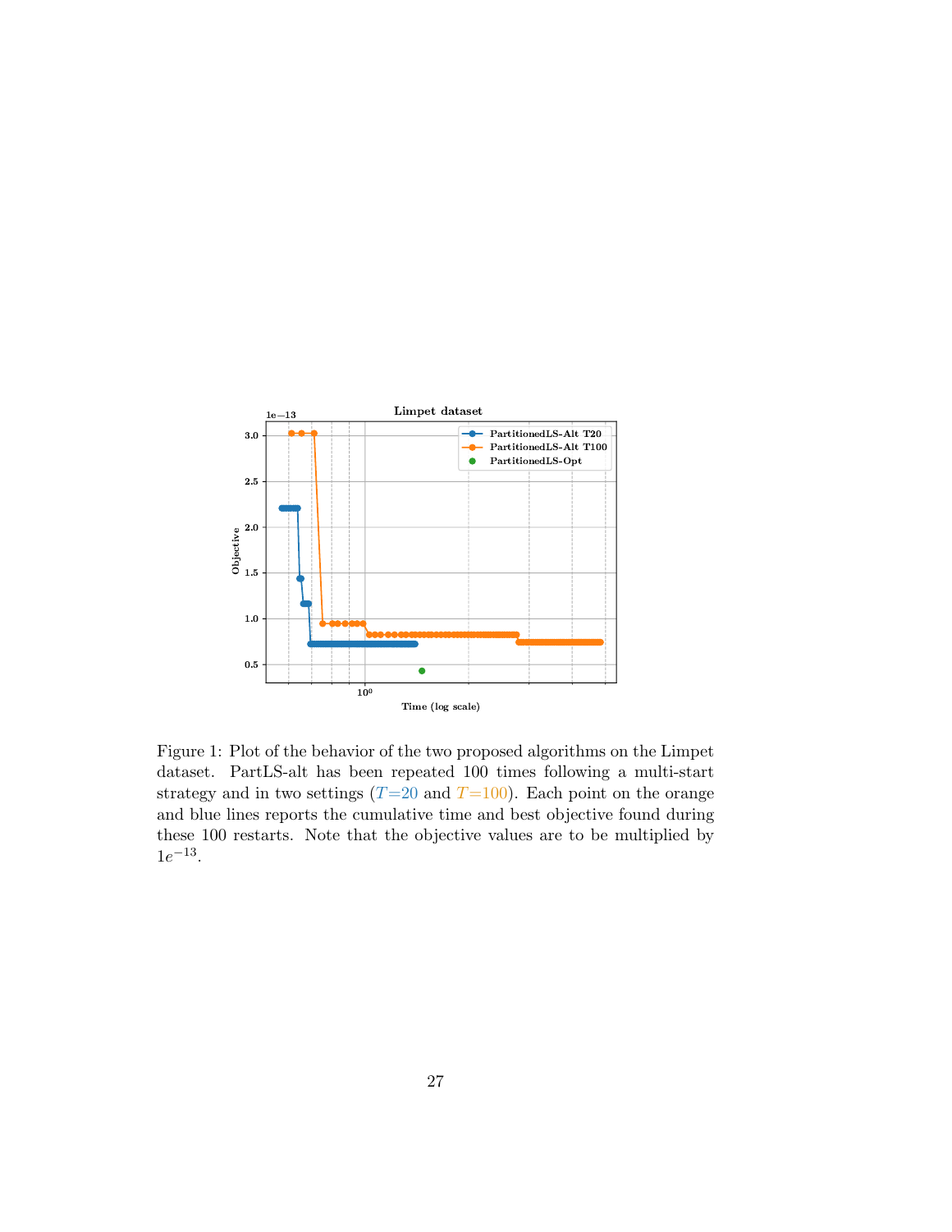Limpet dataset

1e−13

3.0

2.5

2.0

1.5

1.0

0.5

Objective

$10^0$

Time (log scale)

PartitionedLS-Alt T20

PartitionedLS-Alt T100

PartitionedLS-Opt

Figure 1: Plot of the behavior of the two proposed algorithms on the Limpet dataset. PartLS-alt has been repeated 100 times following a multi-start strategy and in two settings ($T$=20 and $T$=100). Each point on the orange and blue lines reports the cumulative time and best objective found during these 100 restarts. Note that the objective values are to be multiplied by $1e^{-13}$.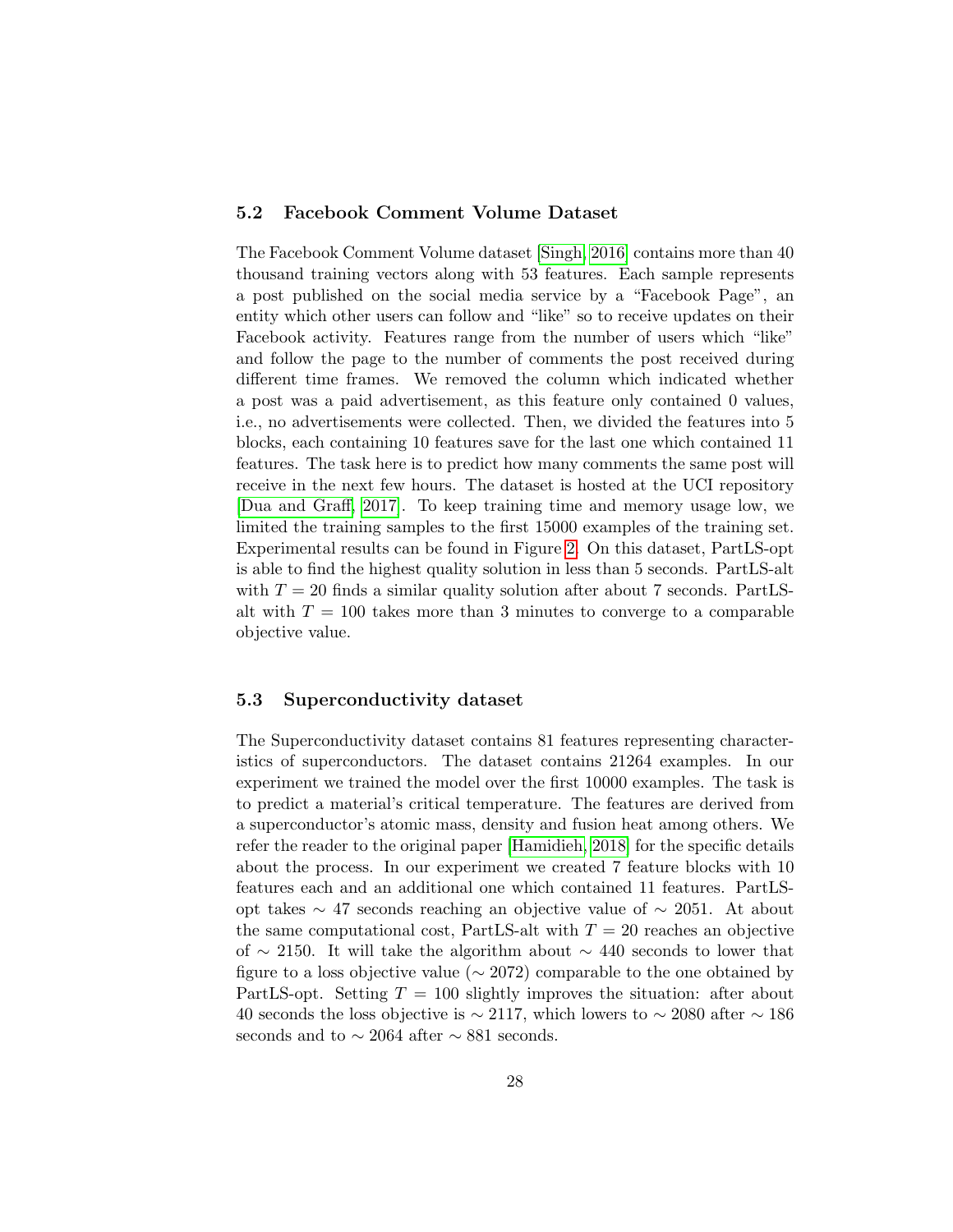### 5.2 Facebook Comment Volume Dataset

The Facebook Comment Volume dataset [Singh, 2016] contains more than 40 thousand training vectors along with 53 features. Each sample represents a post published on the social media service by a "Facebook Page", an entity which other users can follow and "like" so to receive updates on their Facebook activity. Features range from the number of users which "like" and follow the page to the number of comments the post received during different time frames. We removed the column which indicated whether a post was a paid advertisement, as this feature only contained 0 values, i.e., no advertisements were collected. Then, we divided the features into 5 blocks, each containing 10 features save for the last one which contained 11 features. The task here is to predict how many comments the same post will receive in the next few hours. The dataset is hosted at the UCI repository [Dua and Graff, 2017]. To keep training time and memory usage low, we limited the training samples to the first 15000 examples of the training set. Experimental results can be found in Figure 2. On this dataset, PartLS-opt is able to find the highest quality solution in less than 5 seconds. PartLS-alt with $T = 20$ finds a similar quality solution after about 7 seconds. PartLS-alt with $T = 100$ takes more than 3 minutes to converge to a comparable objective value.

### 5.3 Superconductivity dataset

The Superconductivity dataset contains 81 features representing characteristics of superconductors. The dataset contains 21264 examples. In our experiment we trained the model over the first 10000 examples. The task is to predict a material's critical temperature. The features are derived from a superconductor's atomic mass, density and fusion heat among others. We refer the reader to the original paper [Hamidieh, 2018] for the specific details about the process. In our experiment we created 7 feature blocks with 10 features each and an additional one which contained 11 features. PartLS-opt takes $\sim$ 47 seconds reaching an objective value of $\sim$ 2051. At about the same computational cost, PartLS-alt with $T = 20$ reaches an objective of $\sim$ 2150. It will take the algorithm about $\sim$ 440 seconds to lower that figure to a loss objective value ($\sim$ 2072) comparable to the one obtained by PartLS-opt. Setting $T = 100$ slightly improves the situation: after about 40 seconds the loss objective is $\sim$ 2117, which lowers to $\sim$ 2080 after $\sim$ 186 seconds and to $\sim$ 2064 after $\sim$ 881 seconds.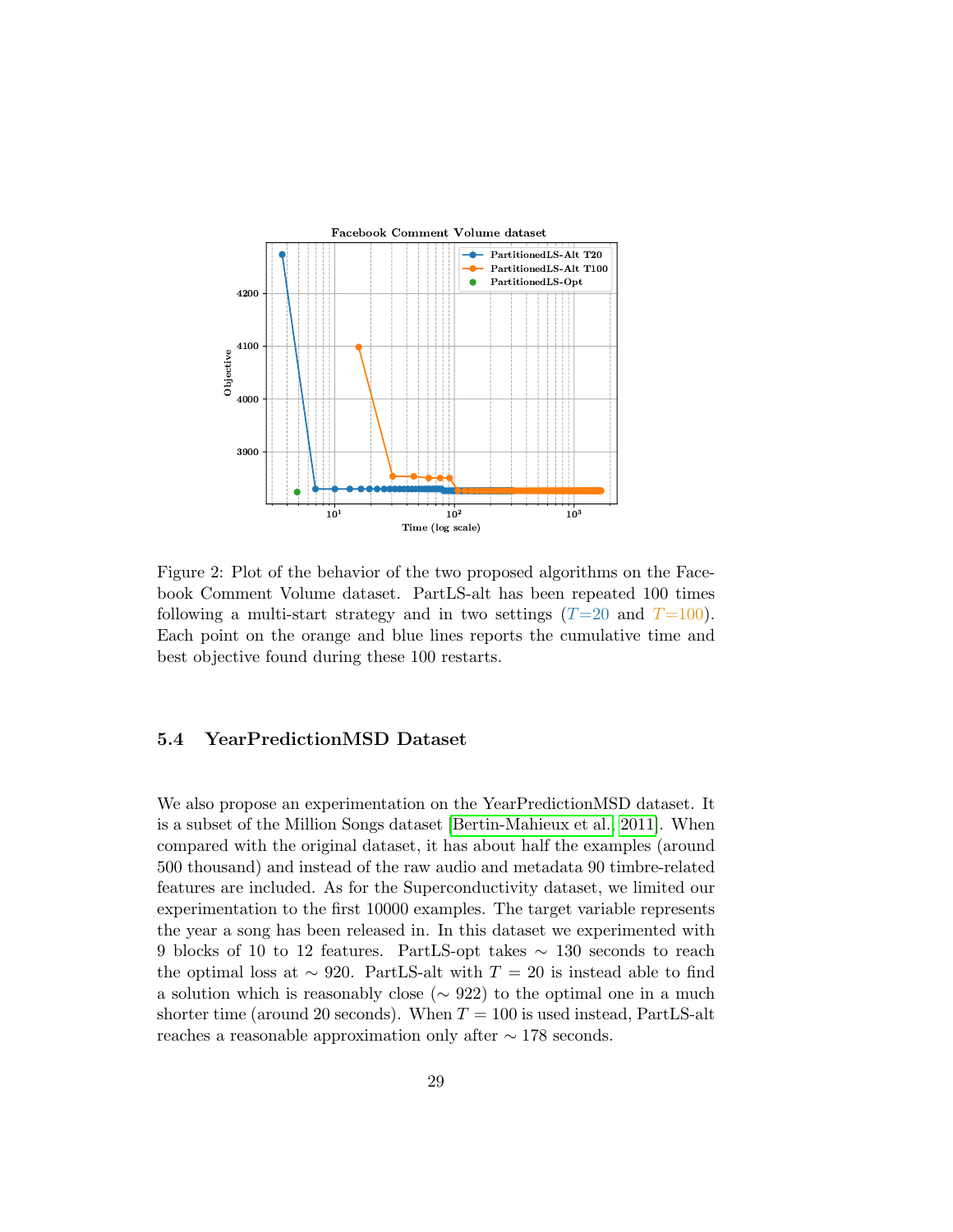Figure 2: Plot of the behavior of the two proposed algorithms on the Facebook Comment Volume dataset. PartLS-alt has been repeated 100 times following a multi-start strategy and in two settings ($T$=20 and $T$=100). Each point on the orange and blue lines reports the cumulative time and best objective found during these 100 restarts.

### 5.4 YearPredictionMSD Dataset

We also propose an experimentation on the YearPredictionMSD dataset. It is a subset of the Million Songs dataset [Bertin-Mahieux et al., 2011]. When compared with the original dataset, it has about half the examples (around 500 thousand) and instead of the raw audio and metadata 90 timbre-related features are included. As for the Superconductivity dataset, we limited our experimentation to the first 10000 examples. The target variable represents the year a song has been released in. In this dataset we experimented with 9 blocks of 10 to 12 features. PartLS-opt takes $\sim$ 130 seconds to reach the optimal loss at $\sim$ 920. PartLS-alt with $T = 20$ is instead able to find a solution which is reasonably close ($\sim$ 922) to the optimal one in a much shorter time (around 20 seconds). When $T = 100$ is used instead, PartLS-alt reaches a reasonable approximation only after $\sim$ 178 seconds.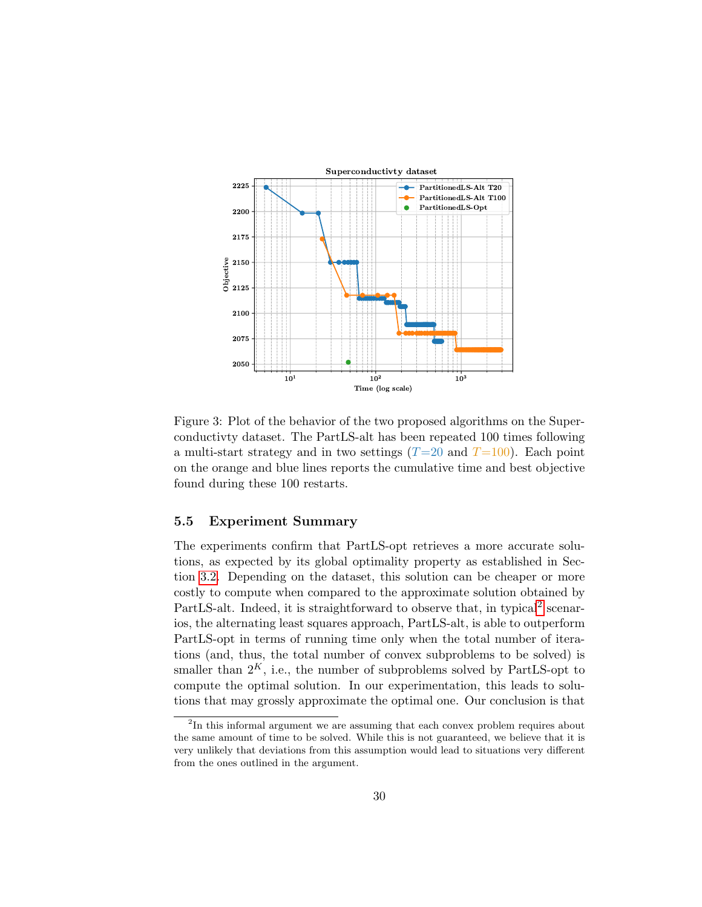Figure 3: Plot of the behavior of the two proposed algorithms on the Superconductivty dataset. The PartLS-alt has been repeated 100 times following a multi-start strategy and in two settings ($T$=20 and $T$=100). Each point on the orange and blue lines reports the cumulative time and best objective found during these 100 restarts.

### 5.5 Experiment Summary

The experiments confirm that PartLS-opt retrieves a more accurate solutions, as expected by its global optimality property as established in Section 3.2. Depending on the dataset, this solution can be cheaper or more costly to compute when compared to the approximate solution obtained by PartLS-alt. Indeed, it is straightforward to observe that, in typical[2] scenarios, the alternating least squares approach, PartLS-alt, is able to outperform PartLS-opt in terms of running time only when the total number of iterations (and, thus, the total number of convex subproblems to be solved) is smaller than $2^K$, i.e., the number of subproblems solved by PartLS-opt to compute the optimal solution. In our experimentation, this leads to solutions that may grossly approximate the optimal one. Our conclusion is that

[2] In this informal argument we are assuming that each convex problem requires about the same amount of time to be solved. While this is not guaranteed, we believe that it is very unlikely that deviations from this assumption would lead to situations very different from the ones outlined in the argument.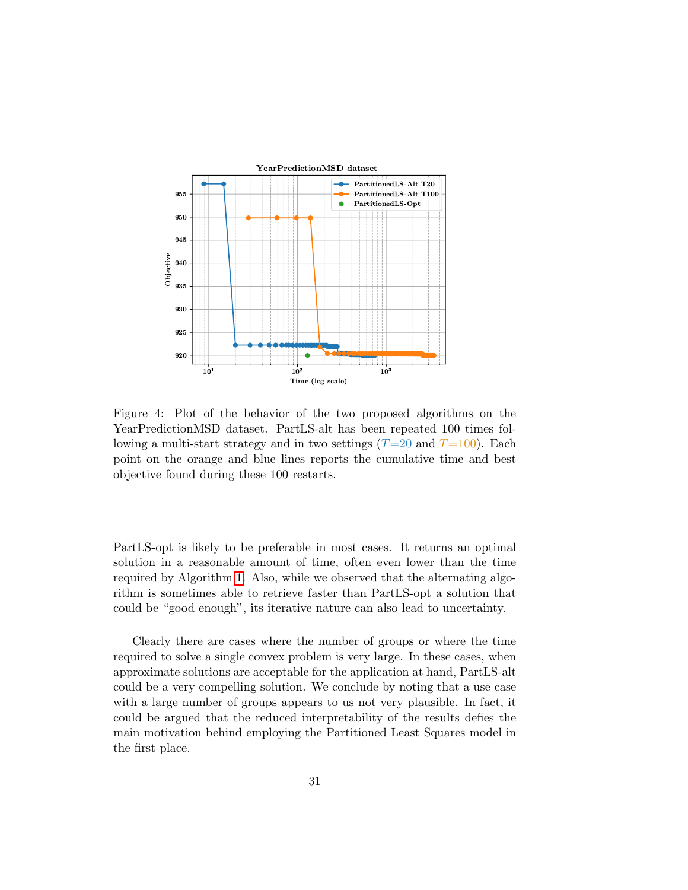YearPredictionMSD dataset

Objective

955
950
945
940
935
930
925
920

$10^1$
$10^2$
$10^3$

Time (log scale)

PartitionedLS-Alt T20
PartitionedLS-Alt T100
PartitionedLS-Opt

Figure 4: Plot of the behavior of the two proposed algorithms on the YearPredictionMSD dataset. PartLS-alt has been repeated 100 times following a multi-start strategy and in two settings ($T$=20 and $T$=100). Each point on the orange and blue lines reports the cumulative time and best objective found during these 100 restarts.

PartLS-opt is likely to be preferable in most cases. It returns an optimal solution in a reasonable amount of time, often even lower than the time required by Algorithm 1. Also, while we observed that the alternating algorithm is sometimes able to retrieve faster than PartLS-opt a solution that could be "good enough", its iterative nature can also lead to uncertainty.

Clearly there are cases where the number of groups or where the time required to solve a single convex problem is very large. In these cases, when approximate solutions are acceptable for the application at hand, PartLS-alt could be a very compelling solution. We conclude by noting that a use case with a large number of groups appears to us not very plausible. In fact, it could be argued that the reduced interpretability of the results defies the main motivation behind employing the Partitioned Least Squares model in the first place.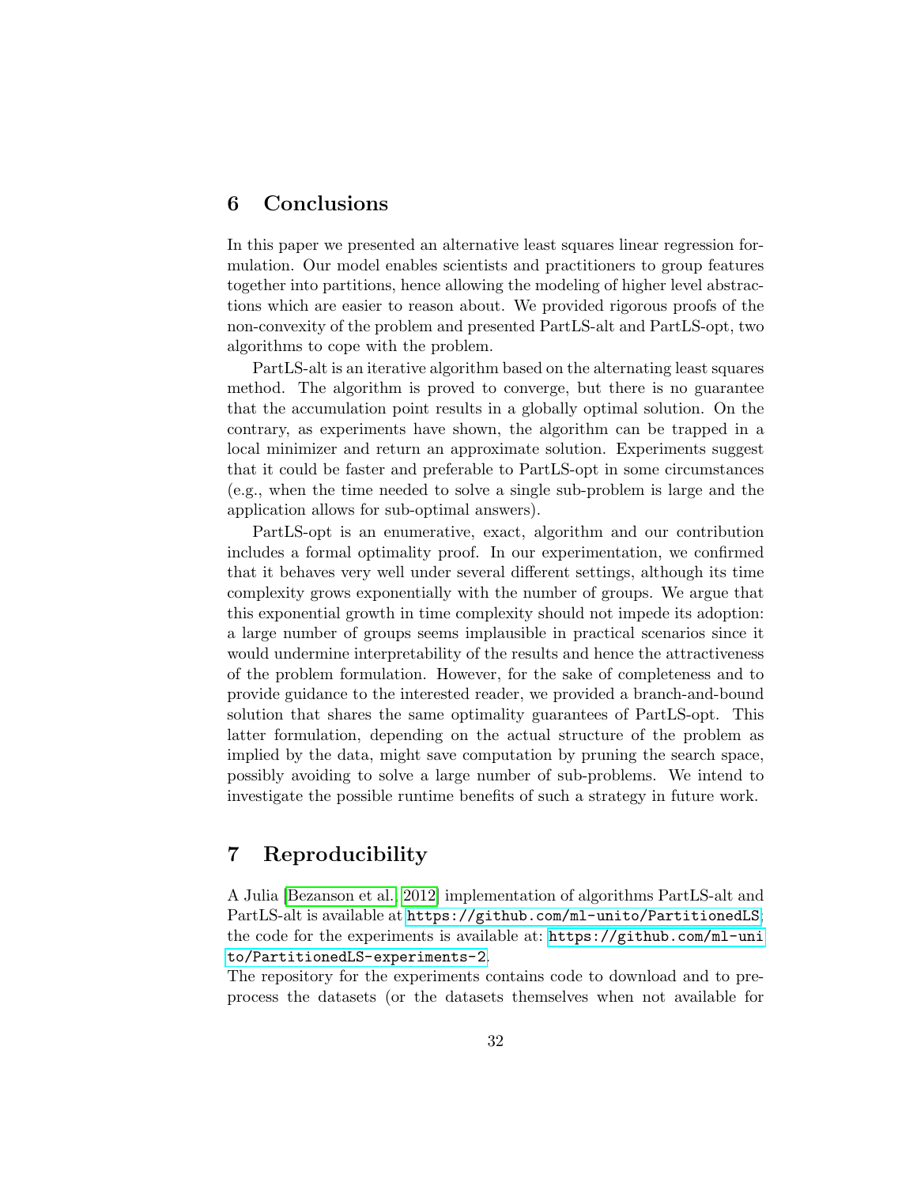# 6 Conclusions

In this paper we presented an alternative least squares linear regression formulation. Our model enables scientists and practitioners to group features together into partitions, hence allowing the modeling of higher level abstractions which are easier to reason about. We provided rigorous proofs of the non-convexity of the problem and presented PartLS-alt and PartLS-opt, two algorithms to cope with the problem.

PartLS-alt is an iterative algorithm based on the alternating least squares method. The algorithm is proved to converge, but there is no guarantee that the accumulation point results in a globally optimal solution. On the contrary, as experiments have shown, the algorithm can be trapped in a local minimizer and return an approximate solution. Experiments suggest that it could be faster and preferable to PartLS-opt in some circumstances (e.g., when the time needed to solve a single sub-problem is large and the application allows for sub-optimal answers).

PartLS-opt is an enumerative, exact, algorithm and our contribution includes a formal optimality proof. In our experimentation, we confirmed that it behaves very well under several different settings, although its time complexity grows exponentially with the number of groups. We argue that this exponential growth in time complexity should not impede its adoption: a large number of groups seems implausible in practical scenarios since it would undermine interpretability of the results and hence the attractiveness of the problem formulation. However, for the sake of completeness and to provide guidance to the interested reader, we provided a branch-and-bound solution that shares the same optimality guarantees of PartLS-opt. This latter formulation, depending on the actual structure of the problem as implied by the data, might save computation by pruning the search space, possibly avoiding to solve a large number of sub-problems. We intend to investigate the possible runtime benefits of such a strategy in future work.

# 7 Reproducibility

A Julia [Bezanson et al., 2012] implementation of algorithms PartLS-alt and PartLS-alt is available at `https://github.com/ml-unito/PartitionedLS`; the code for the experiments is available at: `https://github.com/ml-unito/PartitionedLS-experiments-2`.
The repository for the experiments contains code to download and to preprocess the datasets (or the datasets themselves when not available for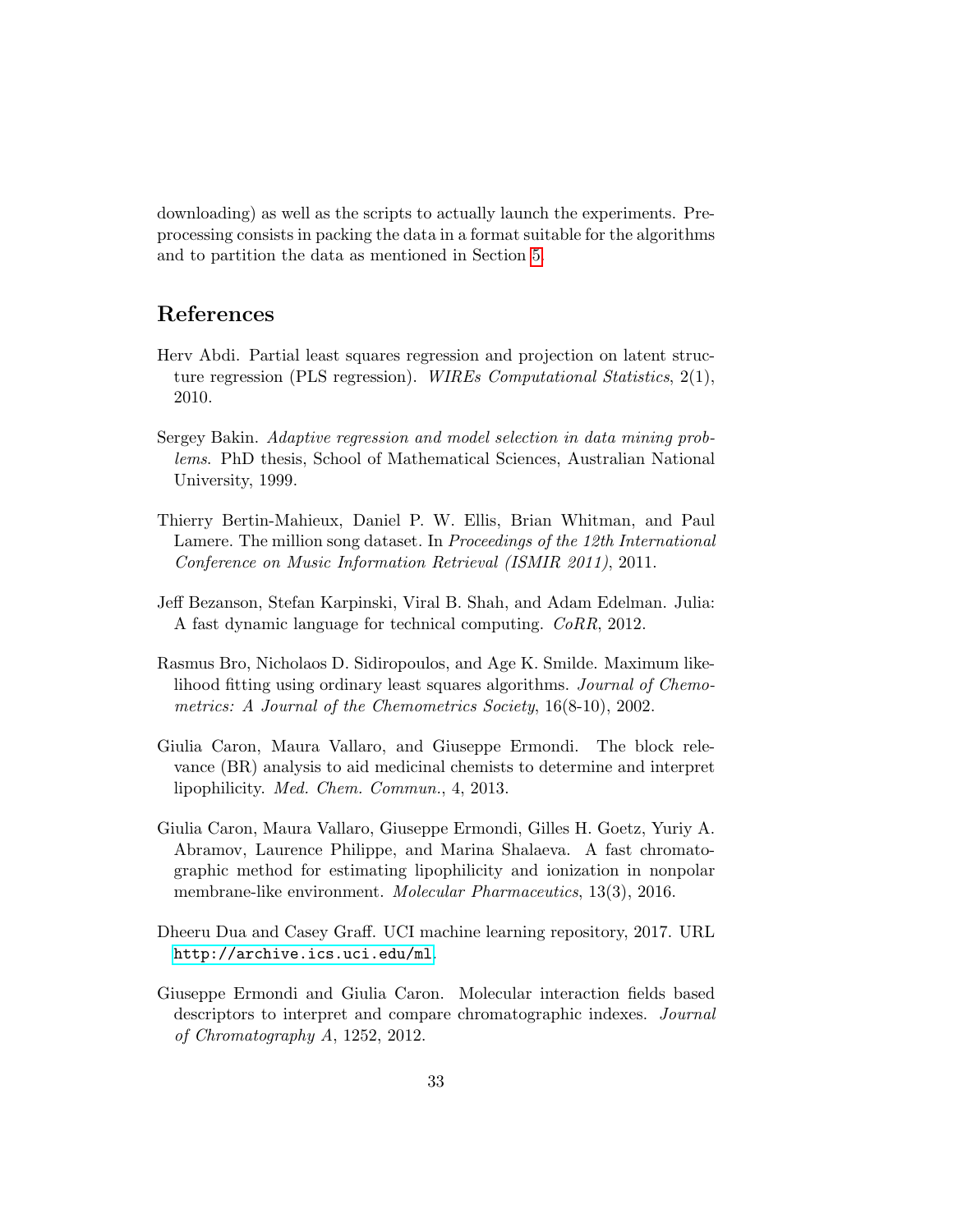downloading) as well as the scripts to actually launch the experiments. Preprocessing consists in packing the data in a format suitable for the algorithms and to partition the data as mentioned in Section 5.

## References

Herv Abdi. Partial least squares regression and projection on latent structure regression (PLS regression). *WIREs Computational Statistics*, 2(1), 2010.

Sergey Bakin. *Adaptive regression and model selection in data mining problems*. PhD thesis, School of Mathematical Sciences, Australian National University, 1999.

Thierry Bertin-Mahieux, Daniel P. W. Ellis, Brian Whitman, and Paul Lamere. The million song dataset. In *Proceedings of the 12th International Conference on Music Information Retrieval (ISMIR 2011)*, 2011.

Jeff Bezanson, Stefan Karpinski, Viral B. Shah, and Adam Edelman. Julia: A fast dynamic language for technical computing. *CoRR*, 2012.

Rasmus Bro, Nicholaos D. Sidiropoulos, and Age K. Smilde. Maximum likelihood fitting using ordinary least squares algorithms. *Journal of Chemometrics: A Journal of the Chemometrics Society*, 16(8-10), 2002.

Giulia Caron, Maura Vallaro, and Giuseppe Ermondi. The block relevance (BR) analysis to aid medicinal chemists to determine and interpret lipophilicity. *Med. Chem. Commun.*, 4, 2013.

Giulia Caron, Maura Vallaro, Giuseppe Ermondi, Gilles H. Goetz, Yuriy A. Abramov, Laurence Philippe, and Marina Shalaeva. A fast chromatographic method for estimating lipophilicity and ionization in nonpolar membrane-like environment. *Molecular Pharmaceutics*, 13(3), 2016.

Dheeru Dua and Casey Graff. UCI machine learning repository, 2017. URL `http://archive.ics.uci.edu/ml`.

Giuseppe Ermondi and Giulia Caron. Molecular interaction fields based descriptors to interpret and compare chromatographic indexes. *Journal of Chromatography A*, 1252, 2012.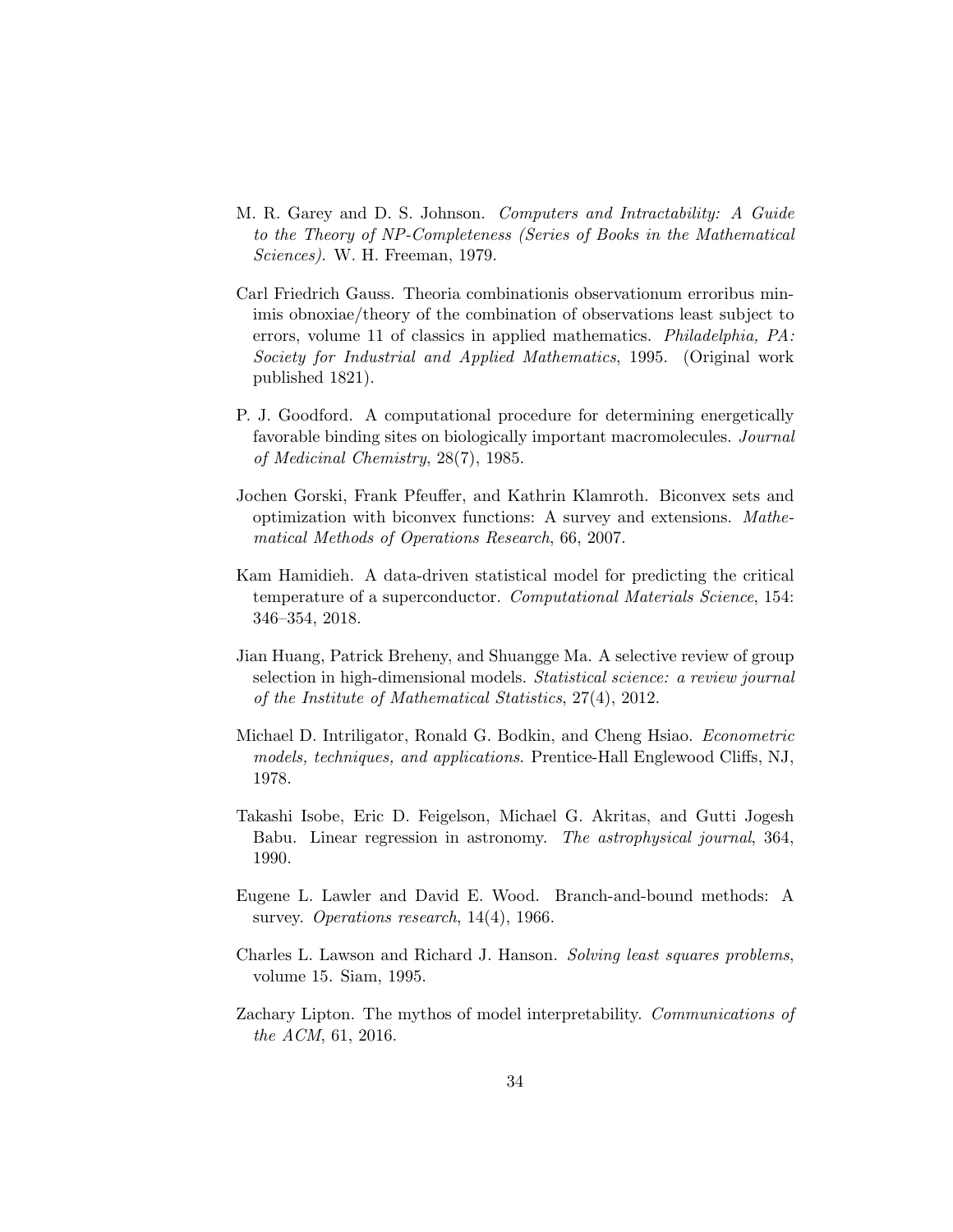M. R. Garey and D. S. Johnson. *Computers and Intractability: A Guide to the Theory of NP-Completeness (Series of Books in the Mathematical Sciences)*. W. H. Freeman, 1979.

Carl Friedrich Gauss. Theoria combinationis observationum erroribus minimis obnoxiae/theory of the combination of observations least subject to errors, volume 11 of classics in applied mathematics. *Philadelphia, PA: Society for Industrial and Applied Mathematics*, 1995. (Original work published 1821).

P. J. Goodford. A computational procedure for determining energetically favorable binding sites on biologically important macromolecules. *Journal of Medicinal Chemistry*, 28(7), 1985.

Jochen Gorski, Frank Pfeuffer, and Kathrin Klamroth. Biconvex sets and optimization with biconvex functions: A survey and extensions. *Mathematical Methods of Operations Research*, 66, 2007.

Kam Hamidieh. A data-driven statistical model for predicting the critical temperature of a superconductor. *Computational Materials Science*, 154: 346–354, 2018.

Jian Huang, Patrick Breheny, and Shuangge Ma. A selective review of group selection in high-dimensional models. *Statistical science: a review journal of the Institute of Mathematical Statistics*, 27(4), 2012.

Michael D. Intriligator, Ronald G. Bodkin, and Cheng Hsiao. *Econometric models, techniques, and applications*. Prentice-Hall Englewood Cliffs, NJ, 1978.

Takashi Isobe, Eric D. Feigelson, Michael G. Akritas, and Gutti Jogesh Babu. Linear regression in astronomy. *The astrophysical journal*, 364, 1990.

Eugene L. Lawler and David E. Wood. Branch-and-bound methods: A survey. *Operations research*, 14(4), 1966.

Charles L. Lawson and Richard J. Hanson. *Solving least squares problems*, volume 15. Siam, 1995.

Zachary Lipton. The mythos of model interpretability. *Communications of the ACM*, 61, 2016.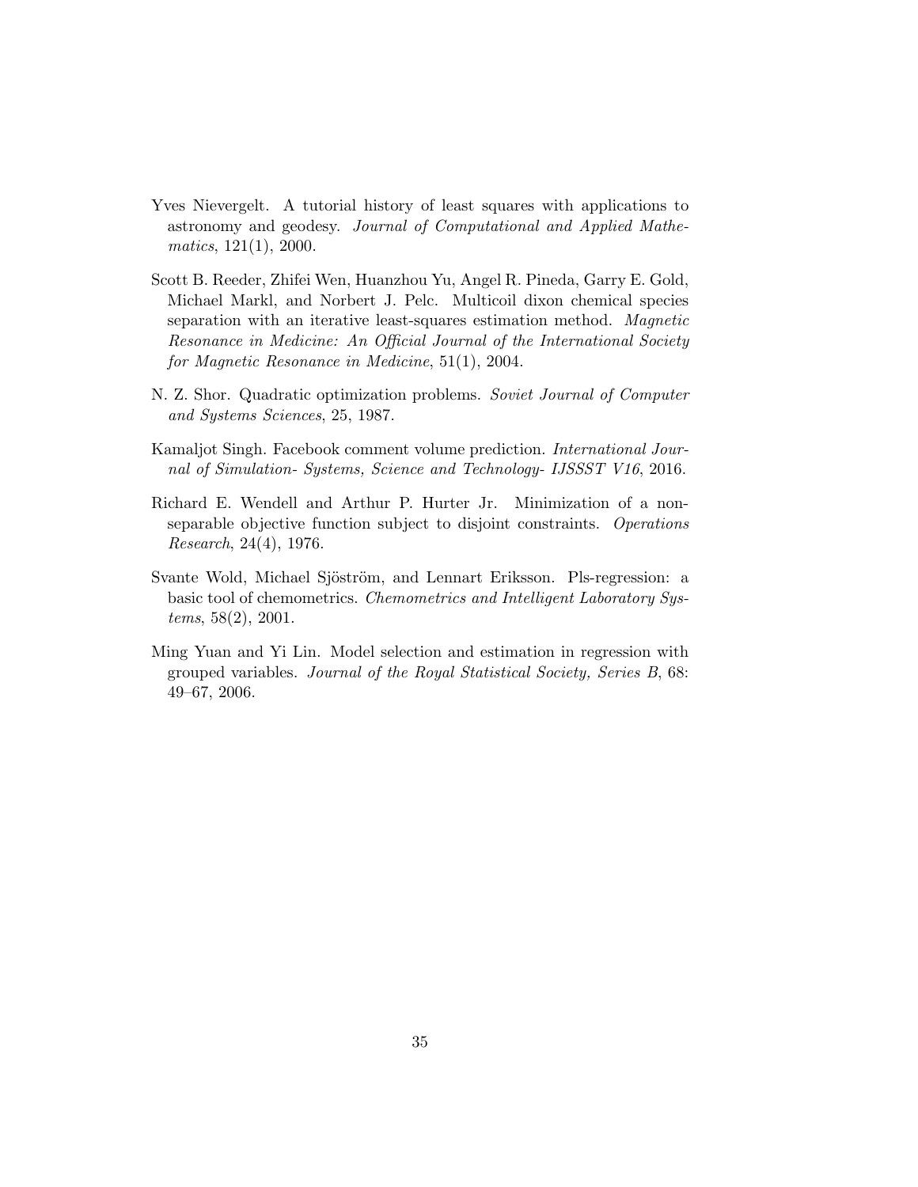Yves Nievergelt. A tutorial history of least squares with applications to astronomy and geodesy. *Journal of Computational and Applied Mathematics*, 121(1), 2000.

Scott B. Reeder, Zhifei Wen, Huanzhou Yu, Angel R. Pineda, Garry E. Gold, Michael Markl, and Norbert J. Pelc. Multicoil dixon chemical species separation with an iterative least-squares estimation method. *Magnetic Resonance in Medicine: An Official Journal of the International Society for Magnetic Resonance in Medicine*, 51(1), 2004.

N. Z. Shor. Quadratic optimization problems. *Soviet Journal of Computer and Systems Sciences*, 25, 1987.

Kamaljot Singh. Facebook comment volume prediction. *International Journal of Simulation- Systems, Science and Technology- IJSSST V16*, 2016.

Richard E. Wendell and Arthur P. Hurter Jr. Minimization of a non-separable objective function subject to disjoint constraints. *Operations Research*, 24(4), 1976.

Svante Wold, Michael Sjöström, and Lennart Eriksson. Pls-regression: a basic tool of chemometrics. *Chemometrics and Intelligent Laboratory Systems*, 58(2), 2001.

Ming Yuan and Yi Lin. Model selection and estimation in regression with grouped variables. *Journal of the Royal Statistical Society, Series B*, 68: 49–67, 2006.